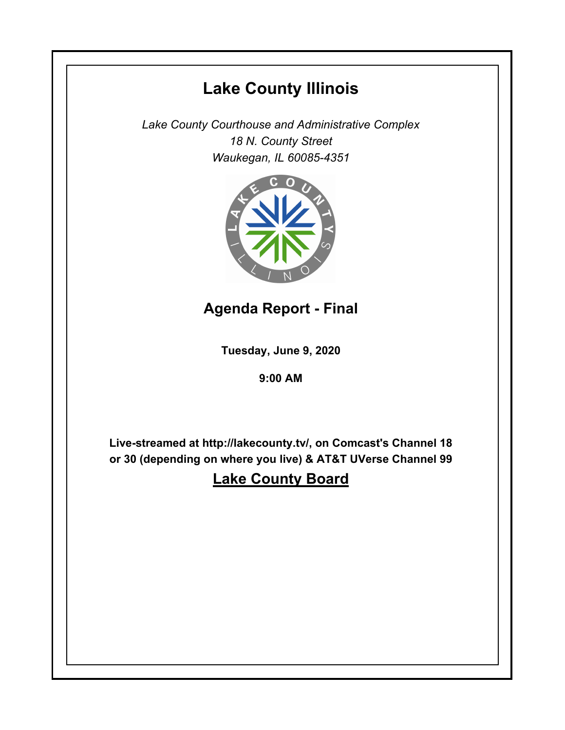# Lake County Illinois

*Lake County Courthouse and Administrative Complex*
*18 N. County Street*
*Waukegan, IL 60085-4351*

## Agenda Report - Final

**Tuesday, June 9, 2020**

**9:00 AM**

**Live-streamed at http://lakecounty.tv/, on Comcast's Channel 18 or 30 (depending on where you live) & AT&T UVerse Channel 99**

## Lake County Board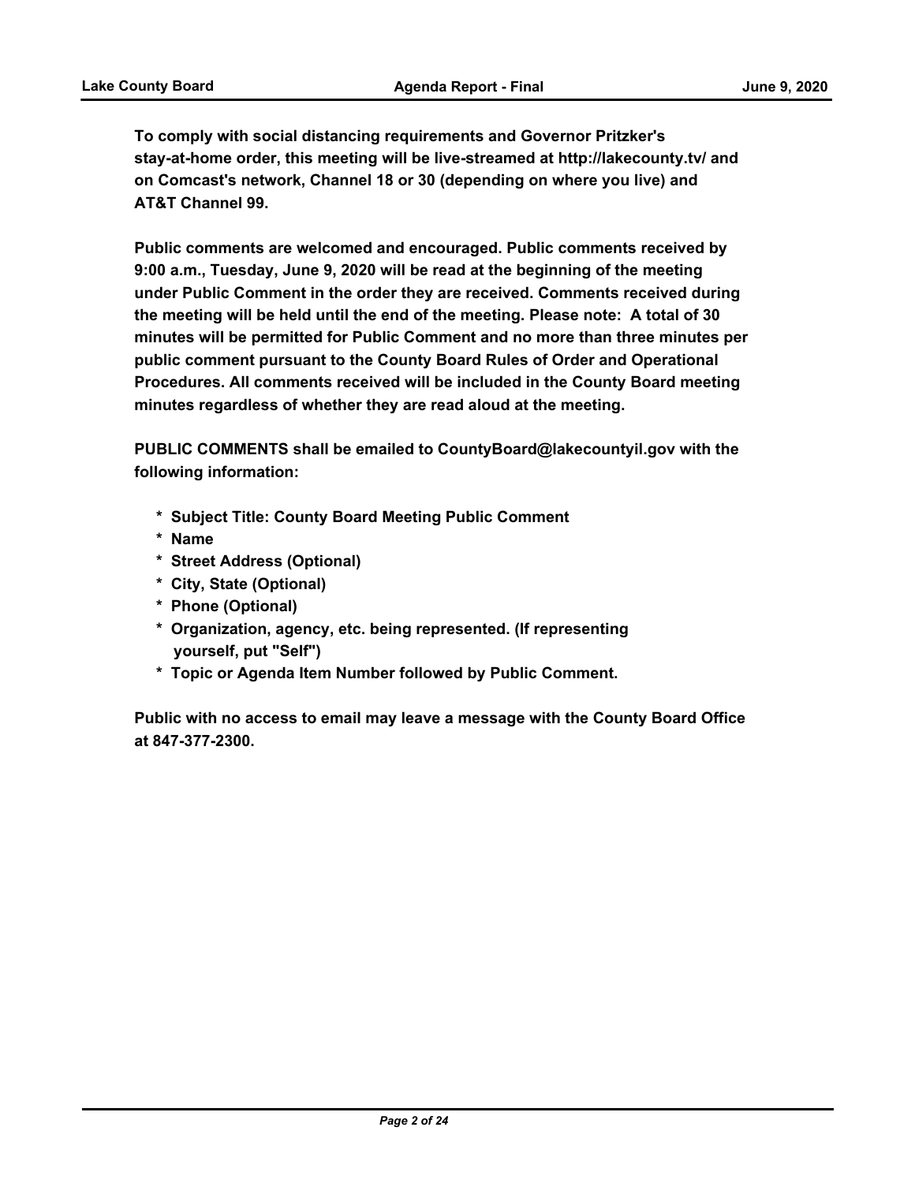**To comply with social distancing requirements and Governor Pritzker's stay-at-home order, this meeting will be live-streamed at http://lakecounty.tv/ and on Comcast's network, Channel 18 or 30 (depending on where you live) and AT&T Channel 99.**

**Public comments are welcomed and encouraged. Public comments received by 9:00 a.m., Tuesday, June 9, 2020 will be read at the beginning of the meeting under Public Comment in the order they are received. Comments received during the meeting will be held until the end of the meeting. Please note: A total of 30 minutes will be permitted for Public Comment and no more than three minutes per public comment pursuant to the County Board Rules of Order and Operational Procedures. All comments received will be included in the County Board meeting minutes regardless of whether they are read aloud at the meeting.**

**PUBLIC COMMENTS shall be emailed to CountyBoard@lakecountyil.gov with the following information:**

* **Subject Title: County Board Meeting Public Comment**
* **Name**
* **Street Address (Optional)**
* **City, State (Optional)**
* **Phone (Optional)**
* **Organization, agency, etc. being represented. (If representing yourself, put "Self")**
* **Topic or Agenda Item Number followed by Public Comment.**

**Public with no access to email may leave a message with the County Board Office at 847-377-2300.**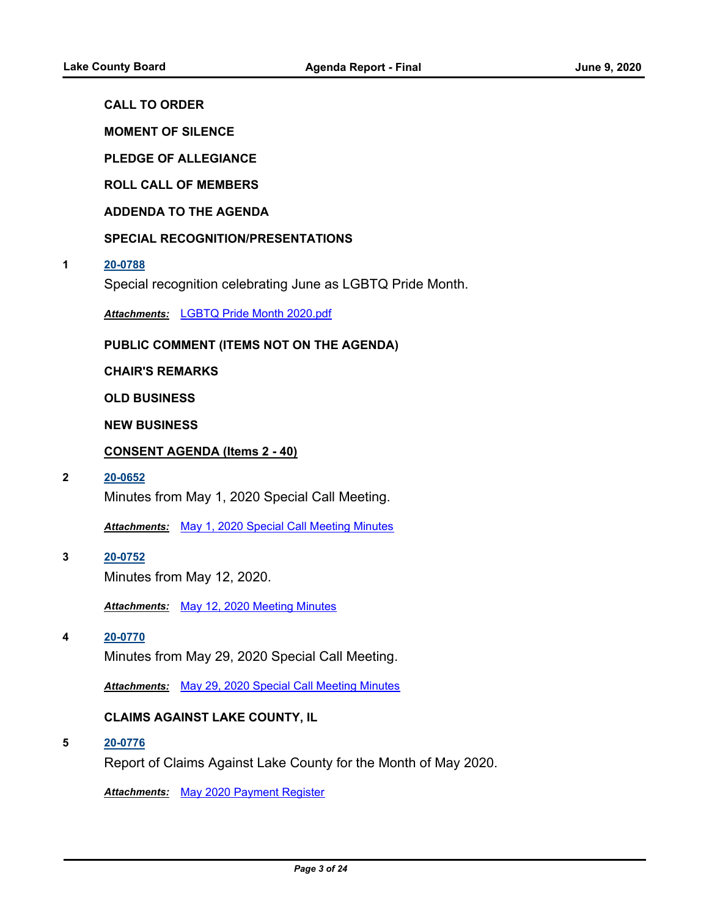**CALL TO ORDER**

**MOMENT OF SILENCE**

**PLEDGE OF ALLEGIANCE**

**ROLL CALL OF MEMBERS**

**ADDENDA TO THE AGENDA**

**SPECIAL RECOGNITION/PRESENTATIONS**

**1** **20-0788**

Special recognition celebrating June as LGBTQ Pride Month.

***Attachments:*** LGBTQ Pride Month 2020.pdf

**PUBLIC COMMENT (ITEMS NOT ON THE AGENDA)**

**CHAIR'S REMARKS**

**OLD BUSINESS**

**NEW BUSINESS**

**CONSENT AGENDA (Items 2 - 40)**

**2** **20-0652**

Minutes from May 1, 2020 Special Call Meeting.

***Attachments:*** May 1, 2020 Special Call Meeting Minutes

**3** **20-0752**

Minutes from May 12, 2020.

***Attachments:*** May 12, 2020 Meeting Minutes

**4** **20-0770**

Minutes from May 29, 2020 Special Call Meeting.

***Attachments:*** May 29, 2020 Special Call Meeting Minutes

**CLAIMS AGAINST LAKE COUNTY, IL**

**5** **20-0776**

Report of Claims Against Lake County for the Month of May 2020.

***Attachments:*** May 2020 Payment Register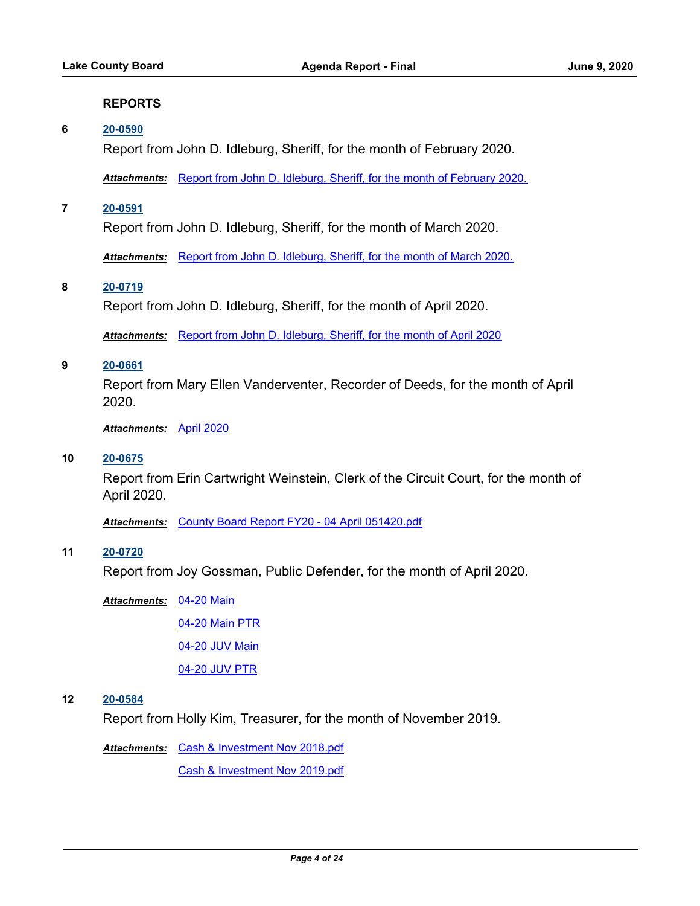**REPORTS**

**6** **20-0590**

Report from John D. Idleburg, Sheriff, for the month of February 2020.

***Attachments:*** Report from John D. Idleburg, Sheriff, for the month of February 2020.

**7** **20-0591**

Report from John D. Idleburg, Sheriff, for the month of March 2020.

***Attachments:*** Report from John D. Idleburg, Sheriff, for the month of March 2020.

**8** **20-0719**

Report from John D. Idleburg, Sheriff, for the month of April 2020.

***Attachments:*** Report from John D. Idleburg, Sheriff, for the month of April 2020

**9** **20-0661**

Report from Mary Ellen Vanderventer, Recorder of Deeds, for the month of April 2020.

***Attachments:*** April 2020

**10** **20-0675**

Report from Erin Cartwright Weinstein, Clerk of the Circuit Court, for the month of April 2020.

***Attachments:*** County Board Report FY20 - 04 April 051420.pdf

**11** **20-0720**

Report from Joy Gossman, Public Defender, for the month of April 2020.

***Attachments:*** 04-20 Main

04-20 Main PTR

04-20 JUV Main

04-20 JUV PTR

**12** **20-0584**

Report from Holly Kim, Treasurer, for the month of November 2019.

***Attachments:*** Cash & Investment Nov 2018.pdf

Cash & Investment Nov 2019.pdf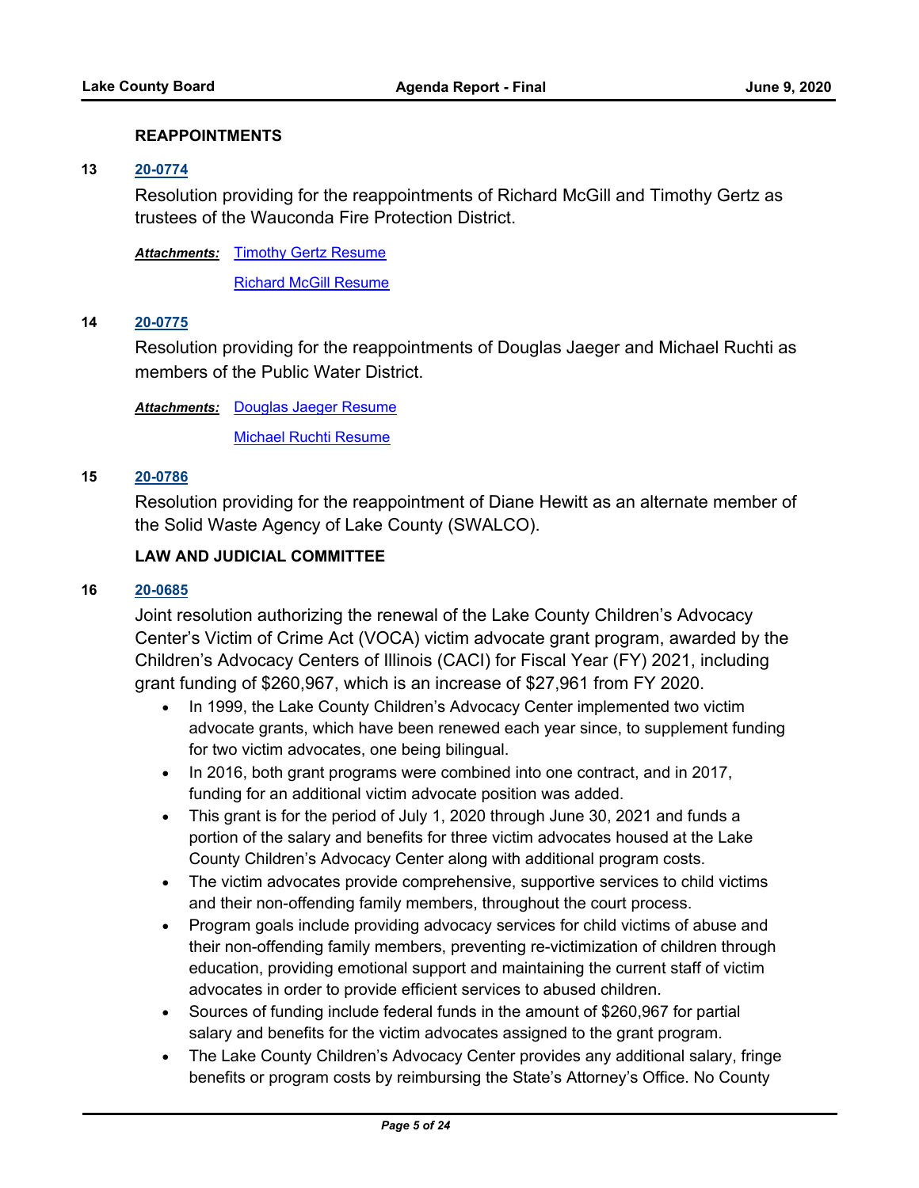### REAPPOINTMENTS

**13** **20-0774**

Resolution providing for the reappointments of Richard McGill and Timothy Gertz as trustees of the Wauconda Fire Protection District.

***Attachments:*** Timothy Gertz Resume

Richard McGill Resume

**14** **20-0775**

Resolution providing for the reappointments of Douglas Jaeger and Michael Ruchti as members of the Public Water District.

***Attachments:*** Douglas Jaeger Resume

Michael Ruchti Resume

**15** **20-0786**

Resolution providing for the reappointment of Diane Hewitt as an alternate member of the Solid Waste Agency of Lake County (SWALCO).

### LAW AND JUDICIAL COMMITTEE

**16** **20-0685**

Joint resolution authorizing the renewal of the Lake County Children's Advocacy Center's Victim of Crime Act (VOCA) victim advocate grant program, awarded by the Children's Advocacy Centers of Illinois (CACI) for Fiscal Year (FY) 2021, including grant funding of $260,967, which is an increase of $27,961 from FY 2020.

- In 1999, the Lake County Children's Advocacy Center implemented two victim advocate grants, which have been renewed each year since, to supplement funding for two victim advocates, one being bilingual.
- In 2016, both grant programs were combined into one contract, and in 2017, funding for an additional victim advocate position was added.
- This grant is for the period of July 1, 2020 through June 30, 2021 and funds a portion of the salary and benefits for three victim advocates housed at the Lake County Children's Advocacy Center along with additional program costs.
- The victim advocates provide comprehensive, supportive services to child victims and their non-offending family members, throughout the court process.
- Program goals include providing advocacy services for child victims of abuse and their non-offending family members, preventing re-victimization of children through education, providing emotional support and maintaining the current staff of victim advocates in order to provide efficient services to abused children.
- Sources of funding include federal funds in the amount of $260,967 for partial salary and benefits for the victim advocates assigned to the grant program.
- The Lake County Children's Advocacy Center provides any additional salary, fringe benefits or program costs by reimbursing the State's Attorney's Office. No County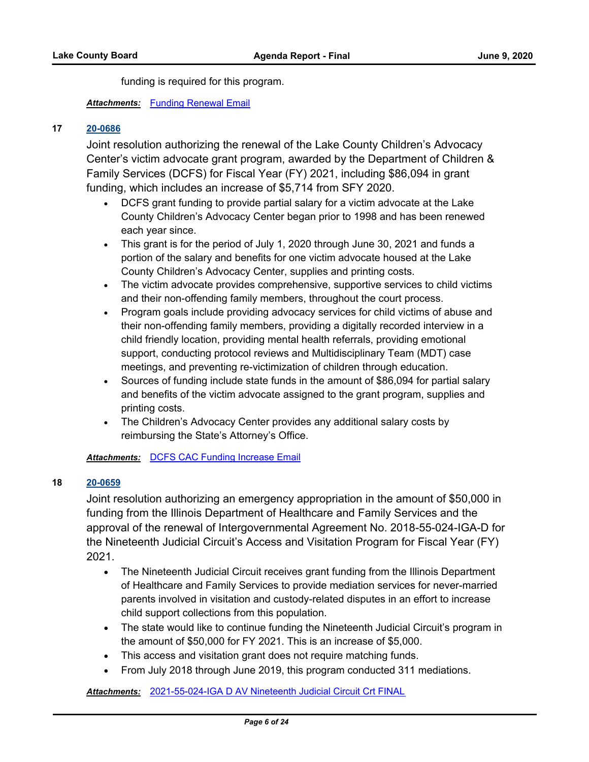funding is required for this program.

***Attachments:*** Funding Renewal Email

**17** **20-0686**

Joint resolution authorizing the renewal of the Lake County Children's Advocacy Center's victim advocate grant program, awarded by the Department of Children & Family Services (DCFS) for Fiscal Year (FY) 2021, including $86,094 in grant funding, which includes an increase of $5,714 from SFY 2020.

- DCFS grant funding to provide partial salary for a victim advocate at the Lake County Children's Advocacy Center began prior to 1998 and has been renewed each year since.
- This grant is for the period of July 1, 2020 through June 30, 2021 and funds a portion of the salary and benefits for one victim advocate housed at the Lake County Children's Advocacy Center, supplies and printing costs.
- The victim advocate provides comprehensive, supportive services to child victims and their non-offending family members, throughout the court process.
- Program goals include providing advocacy services for child victims of abuse and their non-offending family members, providing a digitally recorded interview in a child friendly location, providing mental health referrals, providing emotional support, conducting protocol reviews and Multidisciplinary Team (MDT) case meetings, and preventing re-victimization of children through education.
- Sources of funding include state funds in the amount of $86,094 for partial salary and benefits of the victim advocate assigned to the grant program, supplies and printing costs.
- The Children's Advocacy Center provides any additional salary costs by reimbursing the State's Attorney's Office.

***Attachments:*** DCFS CAC Funding Increase Email

**18** **20-0659**

Joint resolution authorizing an emergency appropriation in the amount of $50,000 in funding from the Illinois Department of Healthcare and Family Services and the approval of the renewal of Intergovernmental Agreement No. 2018-55-024-IGA-D for the Nineteenth Judicial Circuit's Access and Visitation Program for Fiscal Year (FY) 2021.

- The Nineteenth Judicial Circuit receives grant funding from the Illinois Department of Healthcare and Family Services to provide mediation services for never-married parents involved in visitation and custody-related disputes in an effort to increase child support collections from this population.
- The state would like to continue funding the Nineteenth Judicial Circuit's program in the amount of $50,000 for FY 2021. This is an increase of $5,000.
- This access and visitation grant does not require matching funds.
- From July 2018 through June 2019, this program conducted 311 mediations.

***Attachments:*** 2021-55-024-IGA D AV Nineteenth Judicial Circuit Crt FINAL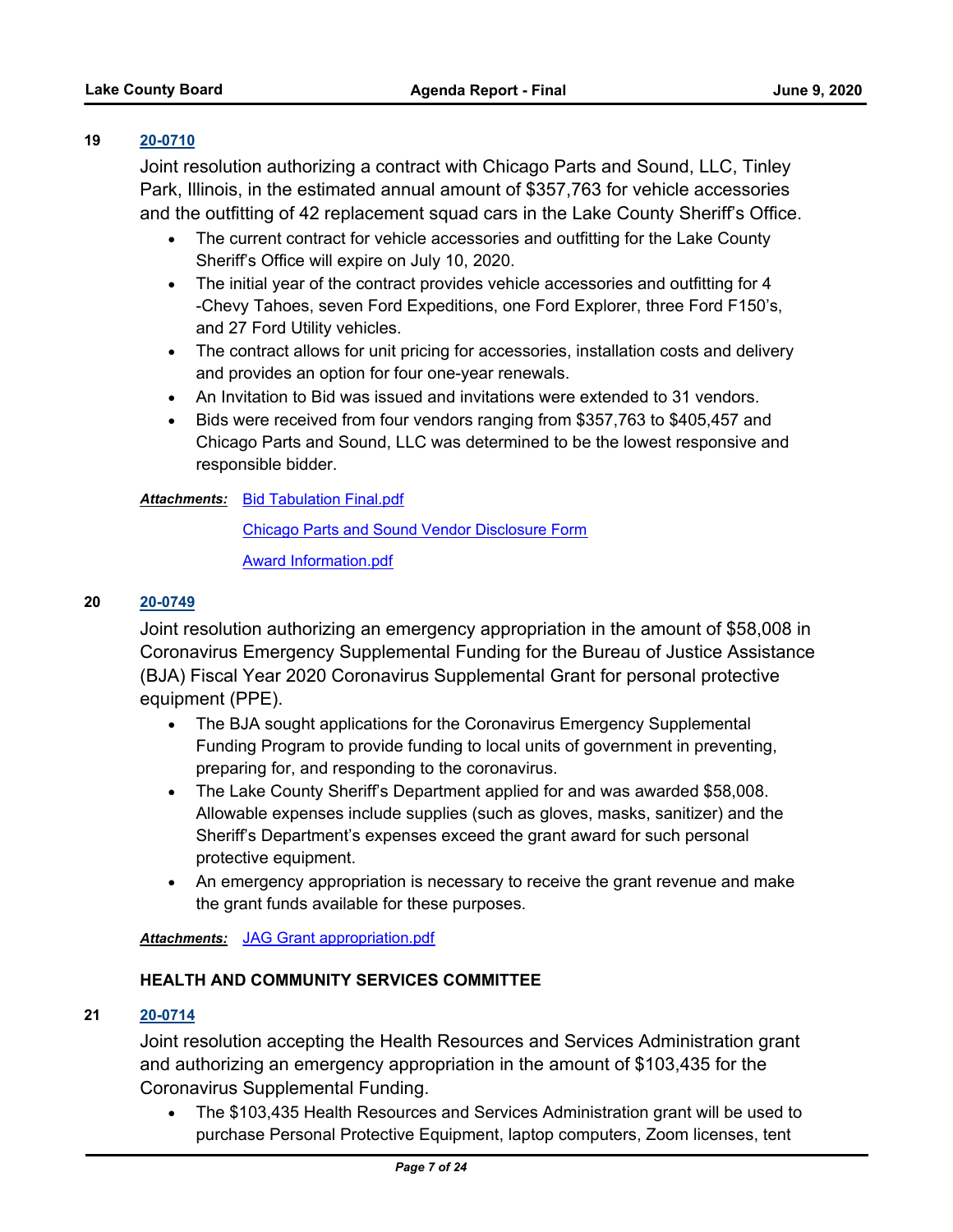**19** [20-0710](20-0710)

Joint resolution authorizing a contract with Chicago Parts and Sound, LLC, Tinley Park, Illinois, in the estimated annual amount of $357,763 for vehicle accessories and the outfitting of 42 replacement squad cars in the Lake County Sheriff's Office.

- The current contract for vehicle accessories and outfitting for the Lake County Sheriff's Office will expire on July 10, 2020.
- The initial year of the contract provides vehicle accessories and outfitting for 4 -Chevy Tahoes, seven Ford Expeditions, one Ford Explorer, three Ford F150's, and 27 Ford Utility vehicles.
- The contract allows for unit pricing for accessories, installation costs and delivery and provides an option for four one-year renewals.
- An Invitation to Bid was issued and invitations were extended to 31 vendors.
- Bids were received from four vendors ranging from $357,763 to $405,457 and Chicago Parts and Sound, LLC was determined to be the lowest responsive and responsible bidder.

***Attachments:*** Bid Tabulation Final.pdf

Chicago Parts and Sound Vendor Disclosure Form

Award Information.pdf

**20** [20-0749](20-0749)

Joint resolution authorizing an emergency appropriation in the amount of $58,008 in Coronavirus Emergency Supplemental Funding for the Bureau of Justice Assistance (BJA) Fiscal Year 2020 Coronavirus Supplemental Grant for personal protective equipment (PPE).

- The BJA sought applications for the Coronavirus Emergency Supplemental Funding Program to provide funding to local units of government in preventing, preparing for, and responding to the coronavirus.
- The Lake County Sheriff's Department applied for and was awarded $58,008. Allowable expenses include supplies (such as gloves, masks, sanitizer) and the Sheriff's Department's expenses exceed the grant award for such personal protective equipment.
- An emergency appropriation is necessary to receive the grant revenue and make the grant funds available for these purposes.

***Attachments:*** JAG Grant appropriation.pdf

**HEALTH AND COMMUNITY SERVICES COMMITTEE**

**21** [20-0714](20-0714)

Joint resolution accepting the Health Resources and Services Administration grant and authorizing an emergency appropriation in the amount of $103,435 for the Coronavirus Supplemental Funding.

- The $103,435 Health Resources and Services Administration grant will be used to purchase Personal Protective Equipment, laptop computers, Zoom licenses, tent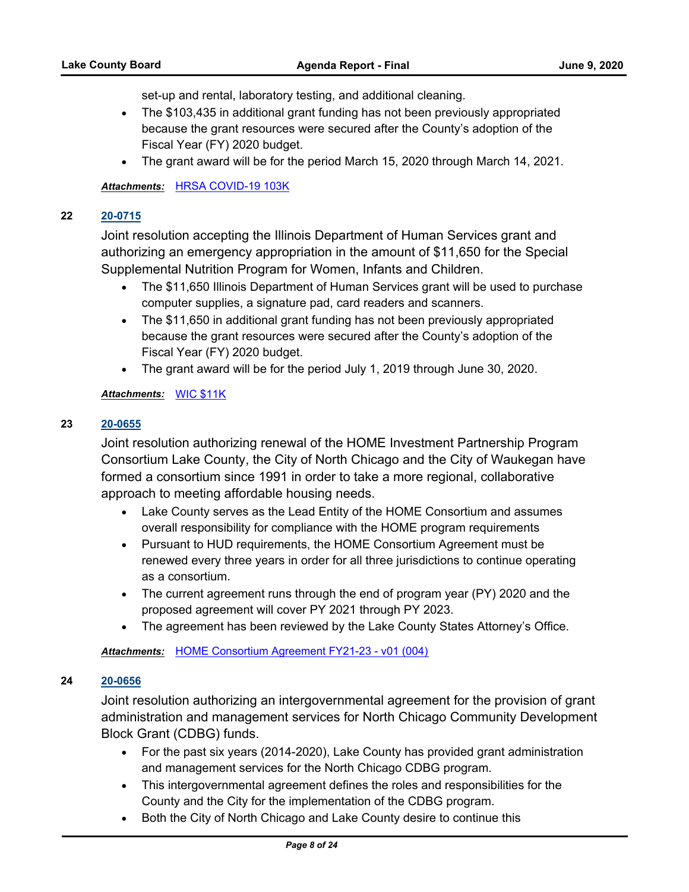set-up and rental, laboratory testing, and additional cleaning.

- The $103,435 in additional grant funding has not been previously appropriated because the grant resources were secured after the County's adoption of the Fiscal Year (FY) 2020 budget.
- The grant award will be for the period March 15, 2020 through March 14, 2021.

***Attachments:*** [HRSA COVID-19 103K]

**22** **20-0715**

Joint resolution accepting the Illinois Department of Human Services grant and authorizing an emergency appropriation in the amount of $11,650 for the Special Supplemental Nutrition Program for Women, Infants and Children.

- The $11,650 Illinois Department of Human Services grant will be used to purchase computer supplies, a signature pad, card readers and scanners.
- The $11,650 in additional grant funding has not been previously appropriated because the grant resources were secured after the County's adoption of the Fiscal Year (FY) 2020 budget.
- The grant award will be for the period July 1, 2019 through June 30, 2020.

***Attachments:*** [WIC $11K]

**23** **20-0655**

Joint resolution authorizing renewal of the HOME Investment Partnership Program Consortium Lake County, the City of North Chicago and the City of Waukegan have formed a consortium since 1991 in order to take a more regional, collaborative approach to meeting affordable housing needs.

- Lake County serves as the Lead Entity of the HOME Consortium and assumes overall responsibility for compliance with the HOME program requirements
- Pursuant to HUD requirements, the HOME Consortium Agreement must be renewed every three years in order for all three jurisdictions to continue operating as a consortium.
- The current agreement runs through the end of program year (PY) 2020 and the proposed agreement will cover PY 2021 through PY 2023.
- The agreement has been reviewed by the Lake County States Attorney's Office.

***Attachments:*** [HOME Consortium Agreement FY21-23 - v01 (004)]

**24** **20-0656**

Joint resolution authorizing an intergovernmental agreement for the provision of grant administration and management services for North Chicago Community Development Block Grant (CDBG) funds.

- For the past six years (2014-2020), Lake County has provided grant administration and management services for the North Chicago CDBG program.
- This intergovernmental agreement defines the roles and responsibilities for the County and the City for the implementation of the CDBG program.
- Both the City of North Chicago and Lake County desire to continue this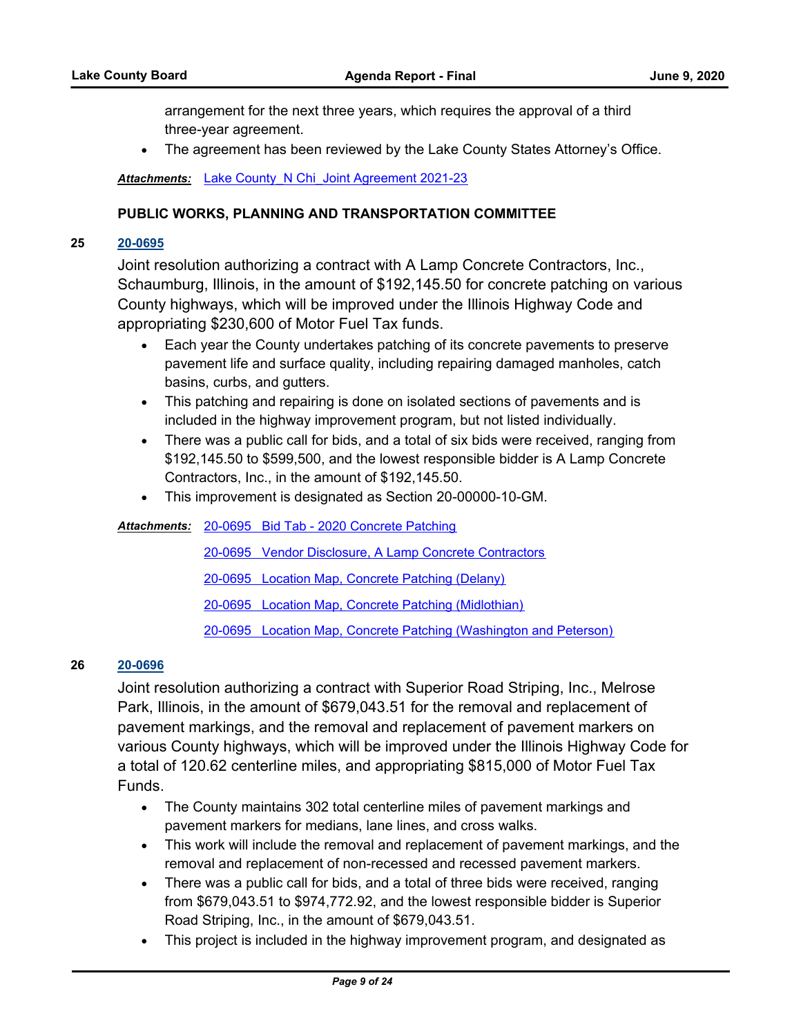arrangement for the next three years, which requires the approval of a third three-year agreement.

- The agreement has been reviewed by the Lake County States Attorney's Office.

***Attachments:*** Lake County_N Chi_Joint Agreement 2021-23

**PUBLIC WORKS, PLANNING AND TRANSPORTATION COMMITTEE**

**25** **20-0695**

Joint resolution authorizing a contract with A Lamp Concrete Contractors, Inc., Schaumburg, Illinois, in the amount of $192,145.50 for concrete patching on various County highways, which will be improved under the Illinois Highway Code and appropriating $230,600 of Motor Fuel Tax funds.

- Each year the County undertakes patching of its concrete pavements to preserve pavement life and surface quality, including repairing damaged manholes, catch basins, curbs, and gutters.
- This patching and repairing is done on isolated sections of pavements and is included in the highway improvement program, but not listed individually.
- There was a public call for bids, and a total of six bids were received, ranging from $192,145.50 to $599,500, and the lowest responsible bidder is A Lamp Concrete Contractors, Inc., in the amount of $192,145.50.
- This improvement is designated as Section 20-00000-10-GM.

***Attachments:*** 20-0695 Bid Tab - 2020 Concrete Patching

20-0695 Vendor Disclosure, A Lamp Concrete Contractors

20-0695 Location Map, Concrete Patching (Delany)

20-0695 Location Map, Concrete Patching (Midlothian)

20-0695 Location Map, Concrete Patching (Washington and Peterson)

**26** **20-0696**

Joint resolution authorizing a contract with Superior Road Striping, Inc., Melrose Park, Illinois, in the amount of $679,043.51 for the removal and replacement of pavement markings, and the removal and replacement of pavement markers on various County highways, which will be improved under the Illinois Highway Code for a total of 120.62 centerline miles, and appropriating $815,000 of Motor Fuel Tax Funds.

- The County maintains 302 total centerline miles of pavement markings and pavement markers for medians, lane lines, and cross walks.
- This work will include the removal and replacement of pavement markings, and the removal and replacement of non-recessed and recessed pavement markers.
- There was a public call for bids, and a total of three bids were received, ranging from $679,043.51 to $974,772.92, and the lowest responsible bidder is Superior Road Striping, Inc., in the amount of $679,043.51.
- This project is included in the highway improvement program, and designated as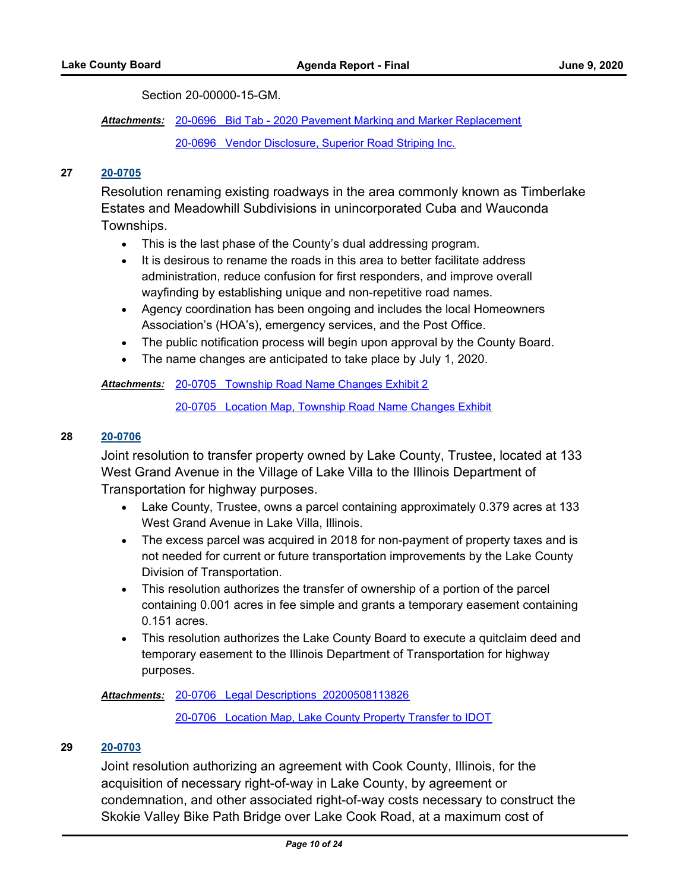Section 20-00000-15-GM.

***Attachments:*** 20-0696 Bid Tab - 2020 Pavement Marking and Marker Replacement

20-0696 Vendor Disclosure, Superior Road Striping Inc.

**27** **20-0705**

Resolution renaming existing roadways in the area commonly known as Timberlake Estates and Meadowhill Subdivisions in unincorporated Cuba and Wauconda Townships.

- This is the last phase of the County's dual addressing program.
- It is desirous to rename the roads in this area to better facilitate address administration, reduce confusion for first responders, and improve overall wayfinding by establishing unique and non-repetitive road names.
- Agency coordination has been ongoing and includes the local Homeowners Association's (HOA's), emergency services, and the Post Office.
- The public notification process will begin upon approval by the County Board.
- The name changes are anticipated to take place by July 1, 2020.

***Attachments:*** 20-0705 Township Road Name Changes Exhibit 2

20-0705 Location Map, Township Road Name Changes Exhibit

**28** **20-0706**

Joint resolution to transfer property owned by Lake County, Trustee, located at 133 West Grand Avenue in the Village of Lake Villa to the Illinois Department of Transportation for highway purposes.

- Lake County, Trustee, owns a parcel containing approximately 0.379 acres at 133 West Grand Avenue in Lake Villa, Illinois.
- The excess parcel was acquired in 2018 for non-payment of property taxes and is not needed for current or future transportation improvements by the Lake County Division of Transportation.
- This resolution authorizes the transfer of ownership of a portion of the parcel containing 0.001 acres in fee simple and grants a temporary easement containing 0.151 acres.
- This resolution authorizes the Lake County Board to execute a quitclaim deed and temporary easement to the Illinois Department of Transportation for highway purposes.

***Attachments:*** 20-0706 Legal Descriptions 20200508113826

20-0706 Location Map, Lake County Property Transfer to IDOT

**29** **20-0703**

Joint resolution authorizing an agreement with Cook County, Illinois, for the acquisition of necessary right-of-way in Lake County, by agreement or condemnation, and other associated right-of-way costs necessary to construct the Skokie Valley Bike Path Bridge over Lake Cook Road, at a maximum cost of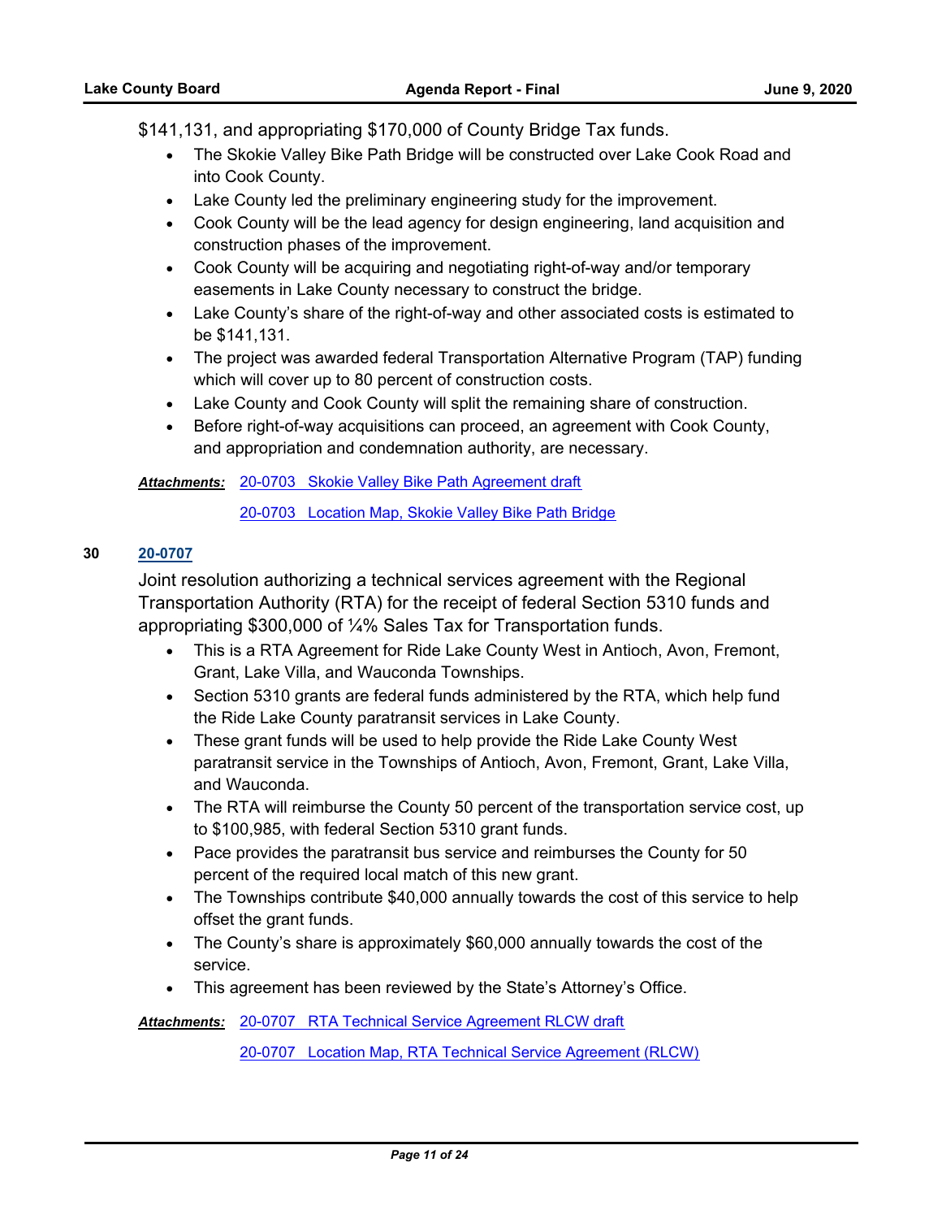$141,131, and appropriating $170,000 of County Bridge Tax funds.

- The Skokie Valley Bike Path Bridge will be constructed over Lake Cook Road and into Cook County.
- Lake County led the preliminary engineering study for the improvement.
- Cook County will be the lead agency for design engineering, land acquisition and construction phases of the improvement.
- Cook County will be acquiring and negotiating right-of-way and/or temporary easements in Lake County necessary to construct the bridge.
- Lake County's share of the right-of-way and other associated costs is estimated to be $141,131.
- The project was awarded federal Transportation Alternative Program (TAP) funding which will cover up to 80 percent of construction costs.
- Lake County and Cook County will split the remaining share of construction.
- Before right-of-way acquisitions can proceed, an agreement with Cook County, and appropriation and condemnation authority, are necessary.

***Attachments:*** 20-0703 Skokie Valley Bike Path Agreement draft

20-0703 Location Map, Skokie Valley Bike Path Bridge

**30** **20-0707**

Joint resolution authorizing a technical services agreement with the Regional Transportation Authority (RTA) for the receipt of federal Section 5310 funds and appropriating $300,000 of ¼% Sales Tax for Transportation funds.

- This is a RTA Agreement for Ride Lake County West in Antioch, Avon, Fremont, Grant, Lake Villa, and Wauconda Townships.
- Section 5310 grants are federal funds administered by the RTA, which help fund the Ride Lake County paratransit services in Lake County.
- These grant funds will be used to help provide the Ride Lake County West paratransit service in the Townships of Antioch, Avon, Fremont, Grant, Lake Villa, and Wauconda.
- The RTA will reimburse the County 50 percent of the transportation service cost, up to $100,985, with federal Section 5310 grant funds.
- Pace provides the paratransit bus service and reimburses the County for 50 percent of the required local match of this new grant.
- The Townships contribute $40,000 annually towards the cost of this service to help offset the grant funds.
- The County's share is approximately $60,000 annually towards the cost of the service.
- This agreement has been reviewed by the State's Attorney's Office.

***Attachments:*** 20-0707 RTA Technical Service Agreement RLCW draft

20-0707 Location Map, RTA Technical Service Agreement (RLCW)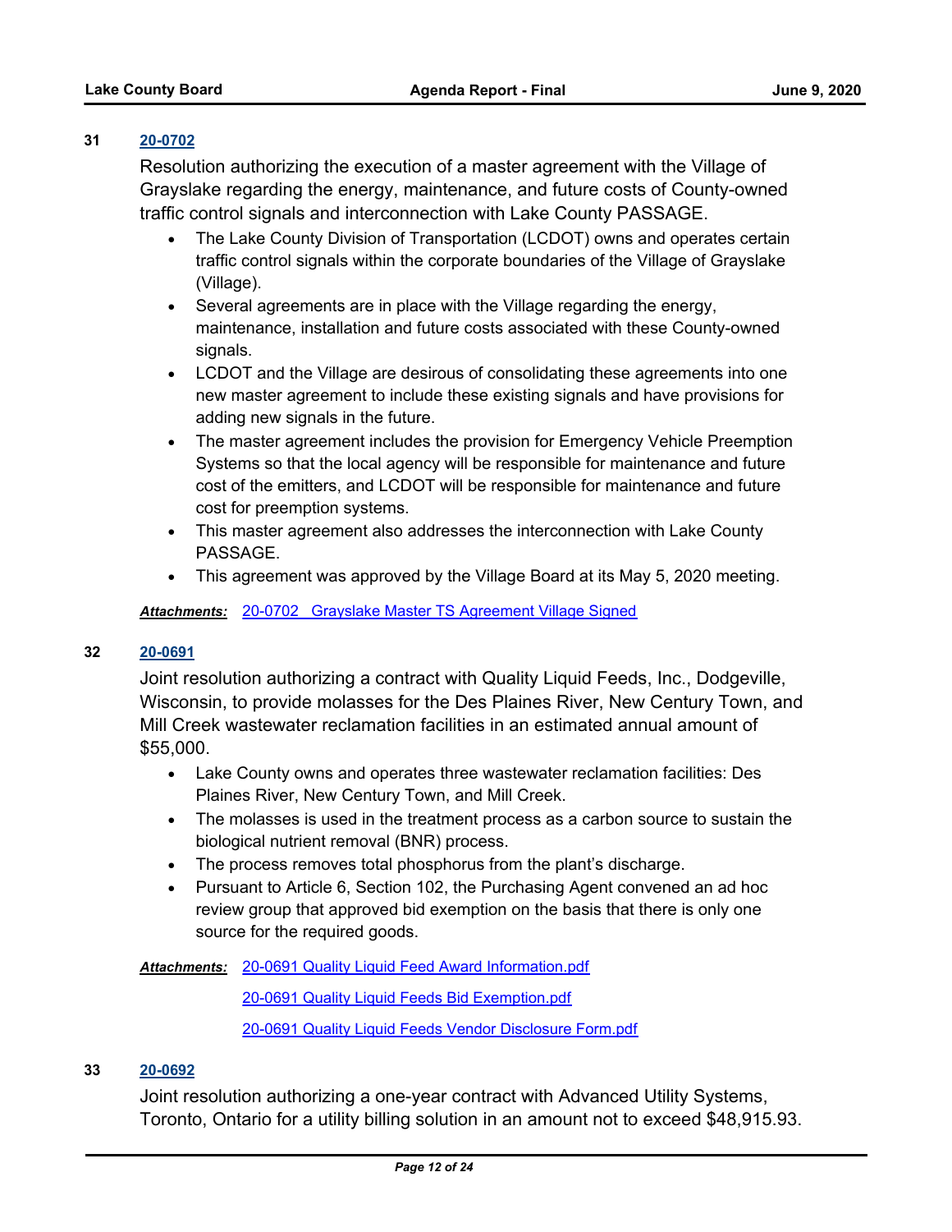**31** **20-0702**

Resolution authorizing the execution of a master agreement with the Village of Grayslake regarding the energy, maintenance, and future costs of County-owned traffic control signals and interconnection with Lake County PASSAGE.

- The Lake County Division of Transportation (LCDOT) owns and operates certain traffic control signals within the corporate boundaries of the Village of Grayslake (Village).
- Several agreements are in place with the Village regarding the energy, maintenance, installation and future costs associated with these County-owned signals.
- LCDOT and the Village are desirous of consolidating these agreements into one new master agreement to include these existing signals and have provisions for adding new signals in the future.
- The master agreement includes the provision for Emergency Vehicle Preemption Systems so that the local agency will be responsible for maintenance and future cost of the emitters, and LCDOT will be responsible for maintenance and future cost for preemption systems.
- This master agreement also addresses the interconnection with Lake County PASSAGE.
- This agreement was approved by the Village Board at its May 5, 2020 meeting.

***Attachments:*** 20-0702 Grayslake Master TS Agreement Village Signed

**32** **20-0691**

Joint resolution authorizing a contract with Quality Liquid Feeds, Inc., Dodgeville, Wisconsin, to provide molasses for the Des Plaines River, New Century Town, and Mill Creek wastewater reclamation facilities in an estimated annual amount of $55,000.

- Lake County owns and operates three wastewater reclamation facilities: Des Plaines River, New Century Town, and Mill Creek.
- The molasses is used in the treatment process as a carbon source to sustain the biological nutrient removal (BNR) process.
- The process removes total phosphorus from the plant's discharge.
- Pursuant to Article 6, Section 102, the Purchasing Agent convened an ad hoc review group that approved bid exemption on the basis that there is only one source for the required goods.

***Attachments:*** 20-0691 Quality Liquid Feed Award Information.pdf

20-0691 Quality Liquid Feeds Bid Exemption.pdf

20-0691 Quality Liquid Feeds Vendor Disclosure Form.pdf

**33** **20-0692**

Joint resolution authorizing a one-year contract with Advanced Utility Systems, Toronto, Ontario for a utility billing solution in an amount not to exceed $48,915.93.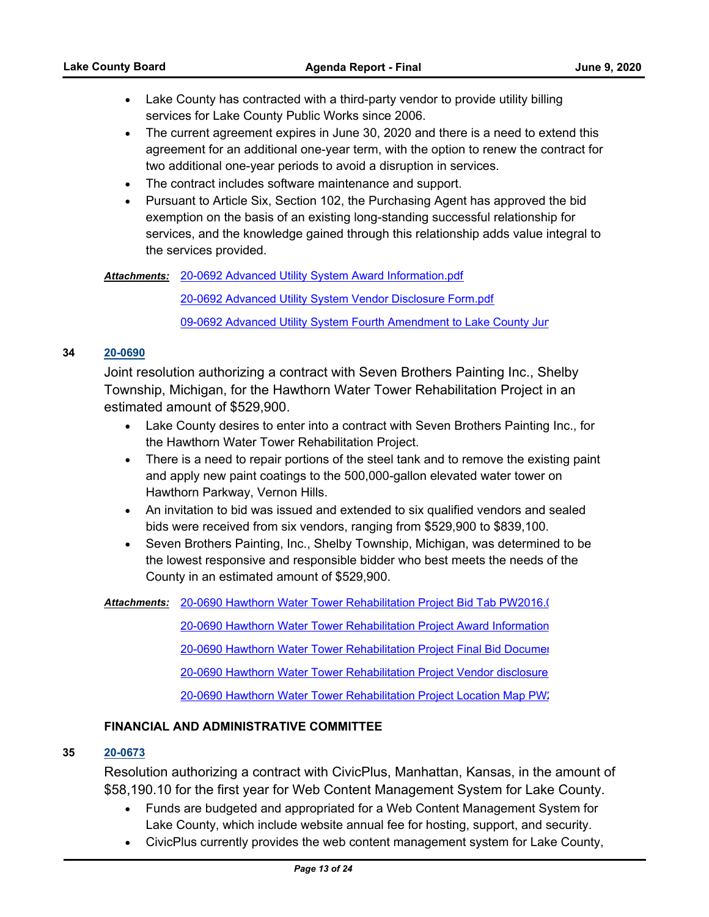- Lake County has contracted with a third-party vendor to provide utility billing services for Lake County Public Works since 2006.
- The current agreement expires in June 30, 2020 and there is a need to extend this agreement for an additional one-year term, with the option to renew the contract for two additional one-year periods to avoid a disruption in services.
- The contract includes software maintenance and support.
- Pursuant to Article Six, Section 102, the Purchasing Agent has approved the bid exemption on the basis of an existing long-standing successful relationship for services, and the knowledge gained through this relationship adds value integral to the services provided.

***Attachments:*** 20-0692 Advanced Utility System Award Information.pdf

20-0692 Advanced Utility System Vendor Disclosure Form.pdf

09-0692 Advanced Utility System Fourth Amendment to Lake County Jur

**34** **20-0690**

Joint resolution authorizing a contract with Seven Brothers Painting Inc., Shelby Township, Michigan, for the Hawthorn Water Tower Rehabilitation Project in an estimated amount of $529,900.

- Lake County desires to enter into a contract with Seven Brothers Painting Inc., for the Hawthorn Water Tower Rehabilitation Project.
- There is a need to repair portions of the steel tank and to remove the existing paint and apply new paint coatings to the 500,000-gallon elevated water tower on Hawthorn Parkway, Vernon Hills.
- An invitation to bid was issued and extended to six qualified vendors and sealed bids were received from six vendors, ranging from $529,900 to $839,100.
- Seven Brothers Painting, Inc., Shelby Township, Michigan, was determined to be the lowest responsive and responsible bidder who best meets the needs of the County in an estimated amount of $529,900.

***Attachments:*** 20-0690 Hawthorn Water Tower Rehabilitation Project Bid Tab PW2016.(

20-0690 Hawthorn Water Tower Rehabilitation Project Award Information

20-0690 Hawthorn Water Tower Rehabilitation Project Final Bid Documer

20-0690 Hawthorn Water Tower Rehabilitation Project Vendor disclosure

20-0690 Hawthorn Water Tower Rehabilitation Project Location Map PW2

**FINANCIAL AND ADMINISTRATIVE COMMITTEE**

**35** **20-0673**

Resolution authorizing a contract with CivicPlus, Manhattan, Kansas, in the amount of $58,190.10 for the first year for Web Content Management System for Lake County.

- Funds are budgeted and appropriated for a Web Content Management System for Lake County, which include website annual fee for hosting, support, and security.
- CivicPlus currently provides the web content management system for Lake County,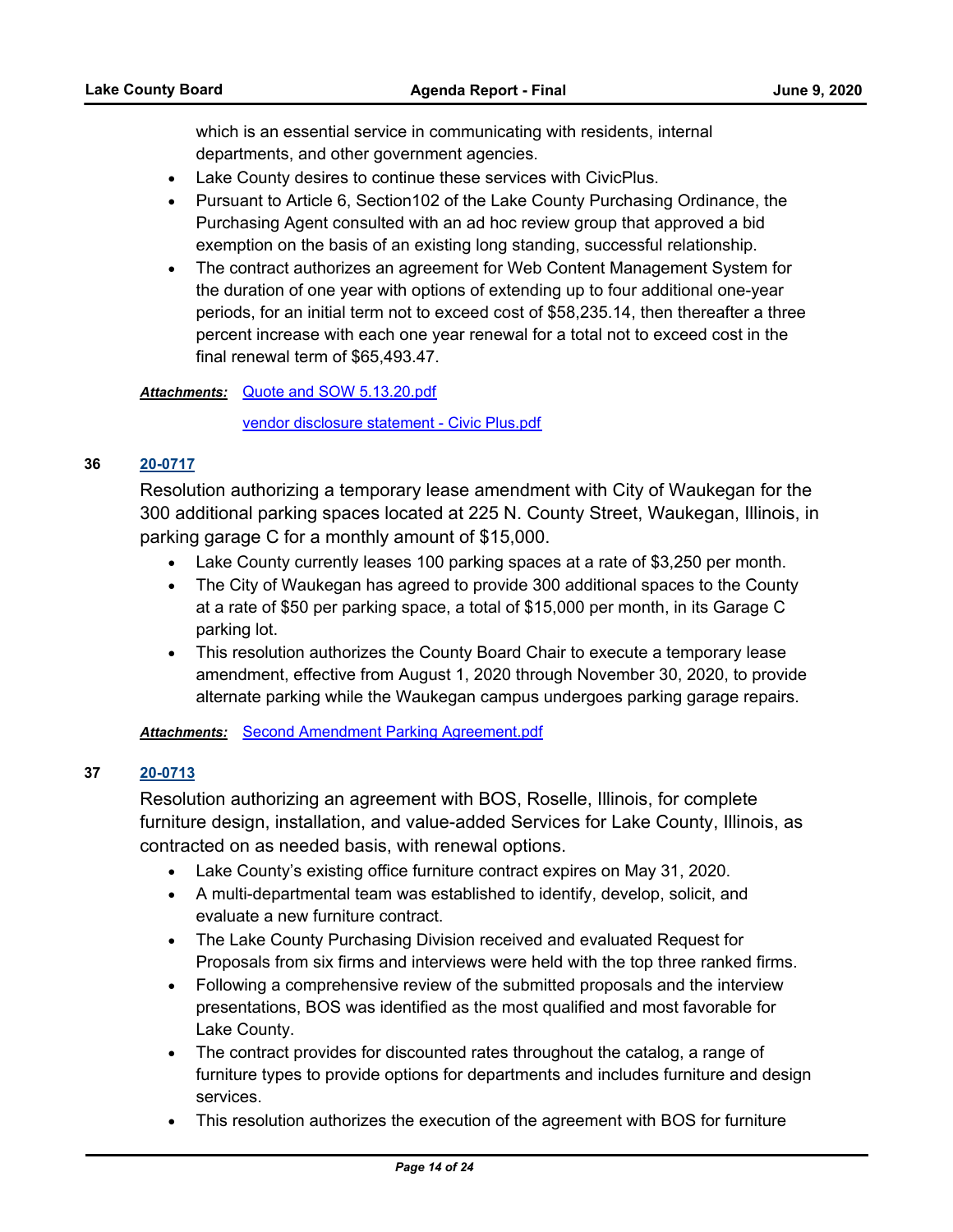which is an essential service in communicating with residents, internal departments, and other government agencies.

- Lake County desires to continue these services with CivicPlus.
- Pursuant to Article 6, Section102 of the Lake County Purchasing Ordinance, the Purchasing Agent consulted with an ad hoc review group that approved a bid exemption on the basis of an existing long standing, successful relationship.
- The contract authorizes an agreement for Web Content Management System for the duration of one year with options of extending up to four additional one-year periods, for an initial term not to exceed cost of $58,235.14, then thereafter a three percent increase with each one year renewal for a total not to exceed cost in the final renewal term of $65,493.47.

***Attachments:*** Quote and SOW 5.13.20.pdf

vendor disclosure statement - Civic Plus.pdf

**36** **20-0717**

Resolution authorizing a temporary lease amendment with City of Waukegan for the 300 additional parking spaces located at 225 N. County Street, Waukegan, Illinois, in parking garage C for a monthly amount of $15,000.

- Lake County currently leases 100 parking spaces at a rate of $3,250 per month.
- The City of Waukegan has agreed to provide 300 additional spaces to the County at a rate of $50 per parking space, a total of $15,000 per month, in its Garage C parking lot.
- This resolution authorizes the County Board Chair to execute a temporary lease amendment, effective from August 1, 2020 through November 30, 2020, to provide alternate parking while the Waukegan campus undergoes parking garage repairs.

***Attachments:*** Second Amendment Parking Agreement.pdf

**37** **20-0713**

Resolution authorizing an agreement with BOS, Roselle, Illinois, for complete furniture design, installation, and value-added Services for Lake County, Illinois, as contracted on as needed basis, with renewal options.

- Lake County's existing office furniture contract expires on May 31, 2020.
- A multi-departmental team was established to identify, develop, solicit, and evaluate a new furniture contract.
- The Lake County Purchasing Division received and evaluated Request for Proposals from six firms and interviews were held with the top three ranked firms.
- Following a comprehensive review of the submitted proposals and the interview presentations, BOS was identified as the most qualified and most favorable for Lake County.
- The contract provides for discounted rates throughout the catalog, a range of furniture types to provide options for departments and includes furniture and design services.
- This resolution authorizes the execution of the agreement with BOS for furniture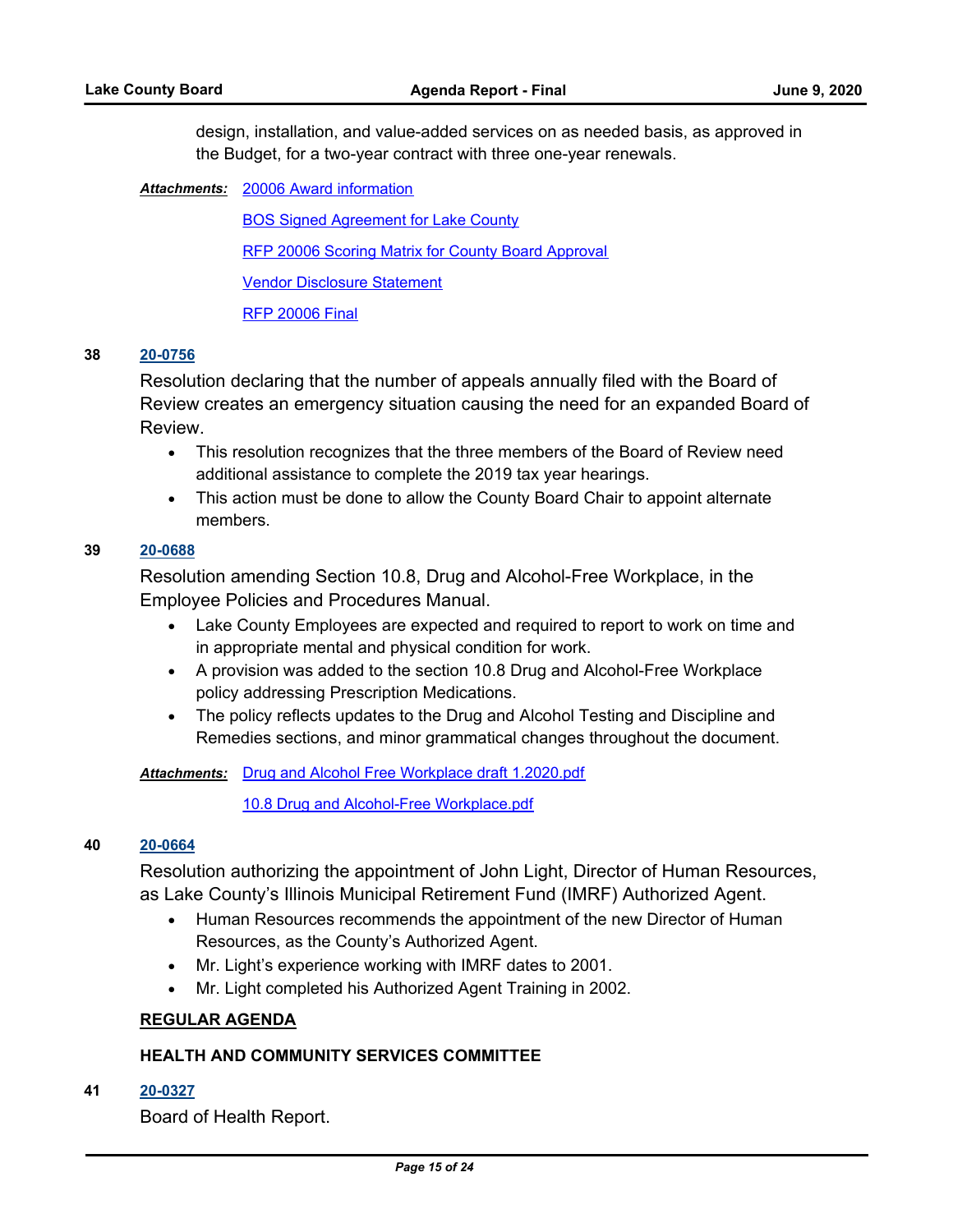design, installation, and value-added services on as needed basis, as approved in the Budget, for a two-year contract with three one-year renewals.

***Attachments:*** 20006 Award information

BOS Signed Agreement for Lake County

RFP 20006 Scoring Matrix for County Board Approval

Vendor Disclosure Statement

RFP 20006 Final

**38** **20-0756**

Resolution declaring that the number of appeals annually filed with the Board of Review creates an emergency situation causing the need for an expanded Board of Review.

- This resolution recognizes that the three members of the Board of Review need additional assistance to complete the 2019 tax year hearings.
- This action must be done to allow the County Board Chair to appoint alternate members.

**39** **20-0688**

Resolution amending Section 10.8, Drug and Alcohol-Free Workplace, in the Employee Policies and Procedures Manual.

- Lake County Employees are expected and required to report to work on time and in appropriate mental and physical condition for work.
- A provision was added to the section 10.8 Drug and Alcohol-Free Workplace policy addressing Prescription Medications.
- The policy reflects updates to the Drug and Alcohol Testing and Discipline and Remedies sections, and minor grammatical changes throughout the document.

***Attachments:*** Drug and Alcohol Free Workplace draft 1.2020.pdf

10.8 Drug and Alcohol-Free Workplace.pdf

**40** **20-0664**

Resolution authorizing the appointment of John Light, Director of Human Resources, as Lake County's Illinois Municipal Retirement Fund (IMRF) Authorized Agent.

- Human Resources recommends the appointment of the new Director of Human Resources, as the County's Authorized Agent.
- Mr. Light's experience working with IMRF dates to 2001.
- Mr. Light completed his Authorized Agent Training in 2002.

## REGULAR AGENDA

### HEALTH AND COMMUNITY SERVICES COMMITTEE

**41** **20-0327**

Board of Health Report.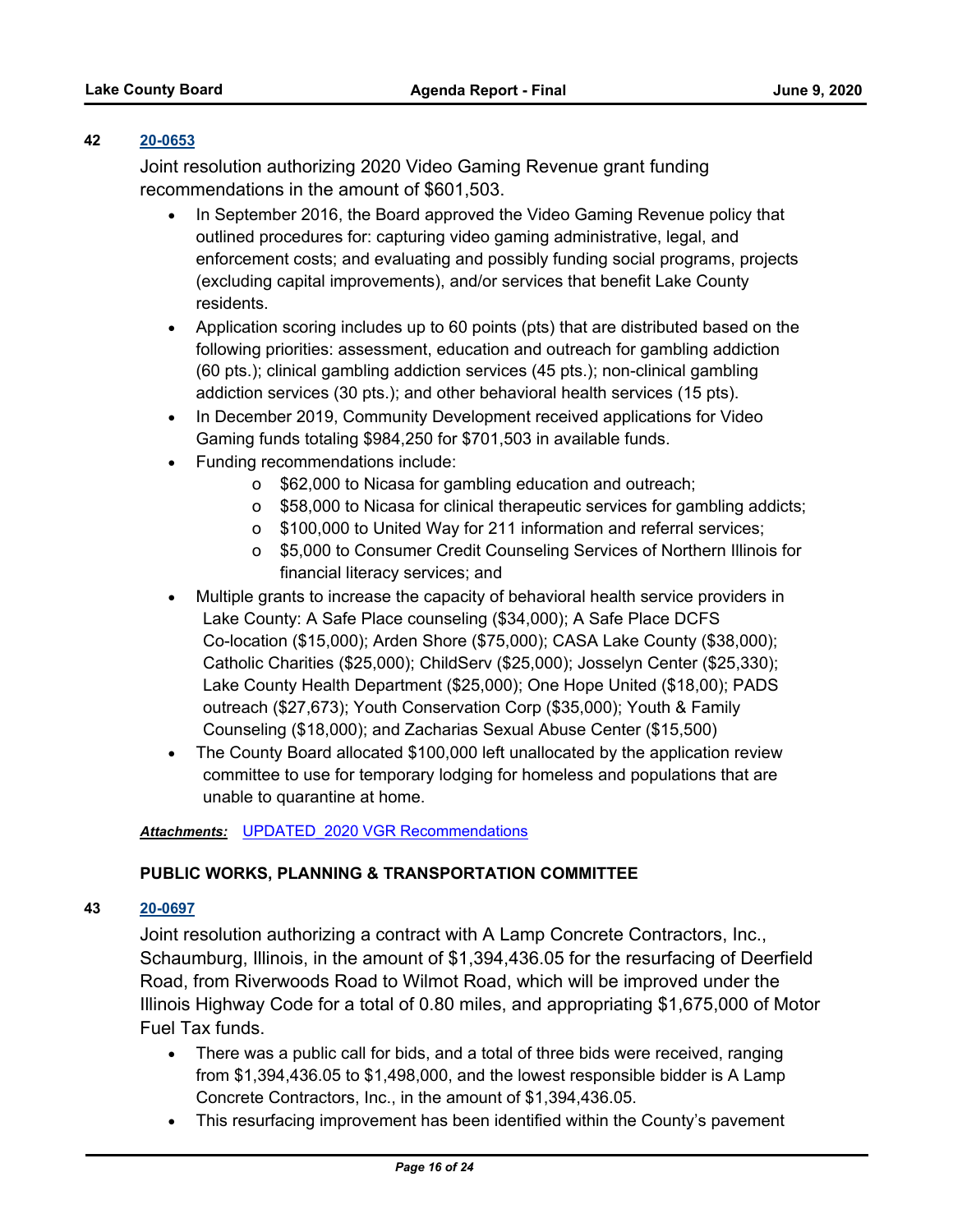**42** [20-0653](20-0653)

Joint resolution authorizing 2020 Video Gaming Revenue grant funding recommendations in the amount of $601,503.

- In September 2016, the Board approved the Video Gaming Revenue policy that outlined procedures for: capturing video gaming administrative, legal, and enforcement costs; and evaluating and possibly funding social programs, projects (excluding capital improvements), and/or services that benefit Lake County residents.
- Application scoring includes up to 60 points (pts) that are distributed based on the following priorities: assessment, education and outreach for gambling addiction (60 pts.); clinical gambling addiction services (45 pts.); non-clinical gambling addiction services (30 pts.); and other behavioral health services (15 pts).
- In December 2019, Community Development received applications for Video Gaming funds totaling $984,250 for $701,503 in available funds.
- Funding recommendations include:
    - $62,000 to Nicasa for gambling education and outreach;
    - $58,000 to Nicasa for clinical therapeutic services for gambling addicts;
    - $100,000 to United Way for 211 information and referral services;
    - $5,000 to Consumer Credit Counseling Services of Northern Illinois for financial literacy services; and
- Multiple grants to increase the capacity of behavioral health service providers in Lake County: A Safe Place counseling ($34,000); A Safe Place DCFS Co-location ($15,000); Arden Shore ($75,000); CASA Lake County ($38,000); Catholic Charities ($25,000); ChildServ ($25,000); Josselyn Center ($25,330); Lake County Health Department ($25,000); One Hope United ($18,00); PADS outreach ($27,673); Youth Conservation Corp ($35,000); Youth & Family Counseling ($18,000); and Zacharias Sexual Abuse Center ($15,500)
- The County Board allocated $100,000 left unallocated by the application review committee to use for temporary lodging for homeless and populations that are unable to quarantine at home.

***Attachments:*** UPDATED_2020 VGR Recommendations

### PUBLIC WORKS, PLANNING & TRANSPORTATION COMMITTEE

**43** [20-0697](20-0697)

Joint resolution authorizing a contract with A Lamp Concrete Contractors, Inc., Schaumburg, Illinois, in the amount of $1,394,436.05 for the resurfacing of Deerfield Road, from Riverwoods Road to Wilmot Road, which will be improved under the Illinois Highway Code for a total of 0.80 miles, and appropriating $1,675,000 of Motor Fuel Tax funds.

- There was a public call for bids, and a total of three bids were received, ranging from $1,394,436.05 to $1,498,000, and the lowest responsible bidder is A Lamp Concrete Contractors, Inc., in the amount of $1,394,436.05.
- This resurfacing improvement has been identified within the County's pavement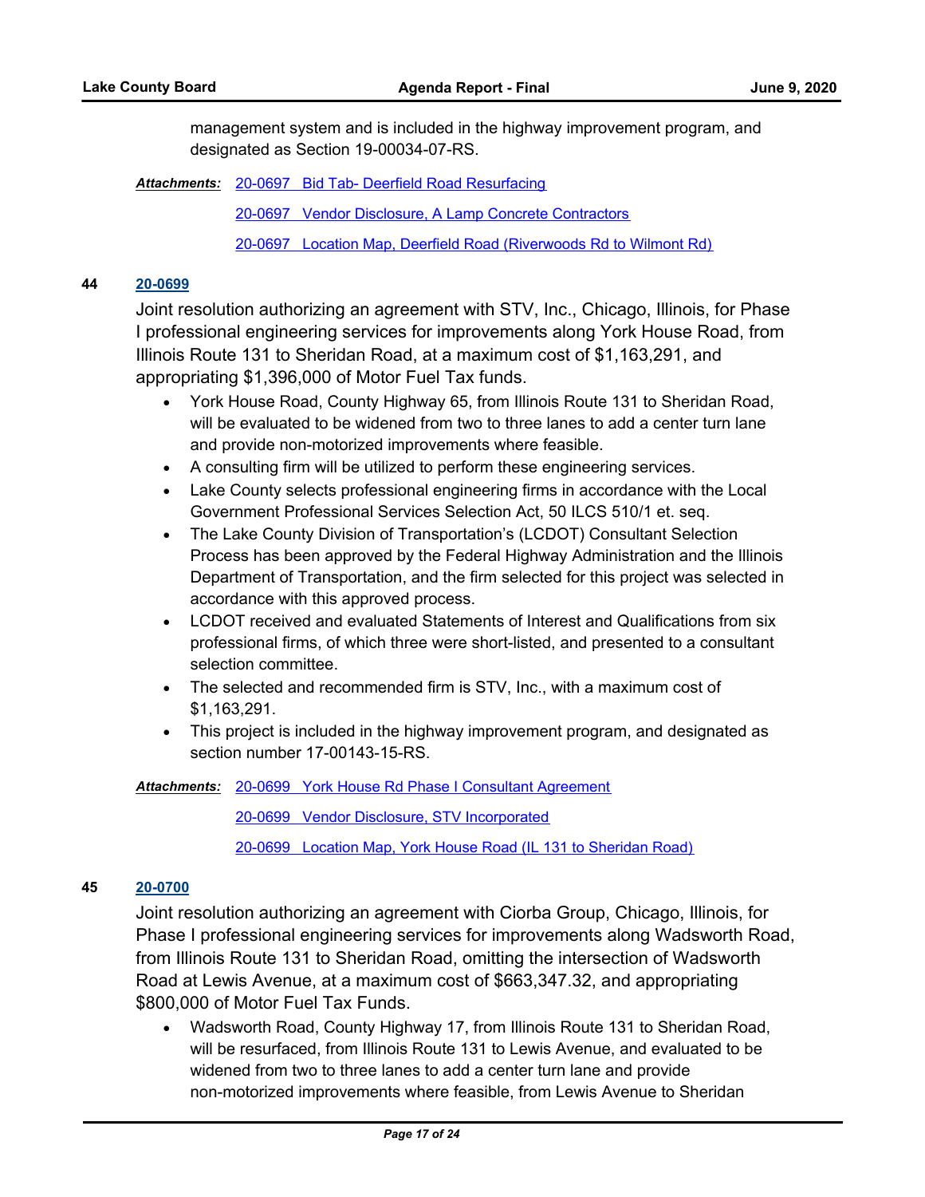management system and is included in the highway improvement program, and designated as Section 19-00034-07-RS.

***Attachments:*** 20-0697 Bid Tab- Deerfield Road Resurfacing

20-0697 Vendor Disclosure, A Lamp Concrete Contractors

20-0697 Location Map, Deerfield Road (Riverwoods Rd to Wilmont Rd)

**44** **20-0699**

Joint resolution authorizing an agreement with STV, Inc., Chicago, Illinois, for Phase I professional engineering services for improvements along York House Road, from Illinois Route 131 to Sheridan Road, at a maximum cost of $1,163,291, and appropriating $1,396,000 of Motor Fuel Tax funds.

- York House Road, County Highway 65, from Illinois Route 131 to Sheridan Road, will be evaluated to be widened from two to three lanes to add a center turn lane and provide non-motorized improvements where feasible.
- A consulting firm will be utilized to perform these engineering services.
- Lake County selects professional engineering firms in accordance with the Local Government Professional Services Selection Act, 50 ILCS 510/1 et. seq.
- The Lake County Division of Transportation's (LCDOT) Consultant Selection Process has been approved by the Federal Highway Administration and the Illinois Department of Transportation, and the firm selected for this project was selected in accordance with this approved process.
- LCDOT received and evaluated Statements of Interest and Qualifications from six professional firms, of which three were short-listed, and presented to a consultant selection committee.
- The selected and recommended firm is STV, Inc., with a maximum cost of $1,163,291.
- This project is included in the highway improvement program, and designated as section number 17-00143-15-RS.

***Attachments:*** 20-0699 York House Rd Phase I Consultant Agreement

20-0699 Vendor Disclosure, STV Incorporated

20-0699 Location Map, York House Road (IL 131 to Sheridan Road)

**45** **20-0700**

Joint resolution authorizing an agreement with Ciorba Group, Chicago, Illinois, for Phase I professional engineering services for improvements along Wadsworth Road, from Illinois Route 131 to Sheridan Road, omitting the intersection of Wadsworth Road at Lewis Avenue, at a maximum cost of $663,347.32, and appropriating $800,000 of Motor Fuel Tax Funds.

- Wadsworth Road, County Highway 17, from Illinois Route 131 to Sheridan Road, will be resurfaced, from Illinois Route 131 to Lewis Avenue, and evaluated to be widened from two to three lanes to add a center turn lane and provide non-motorized improvements where feasible, from Lewis Avenue to Sheridan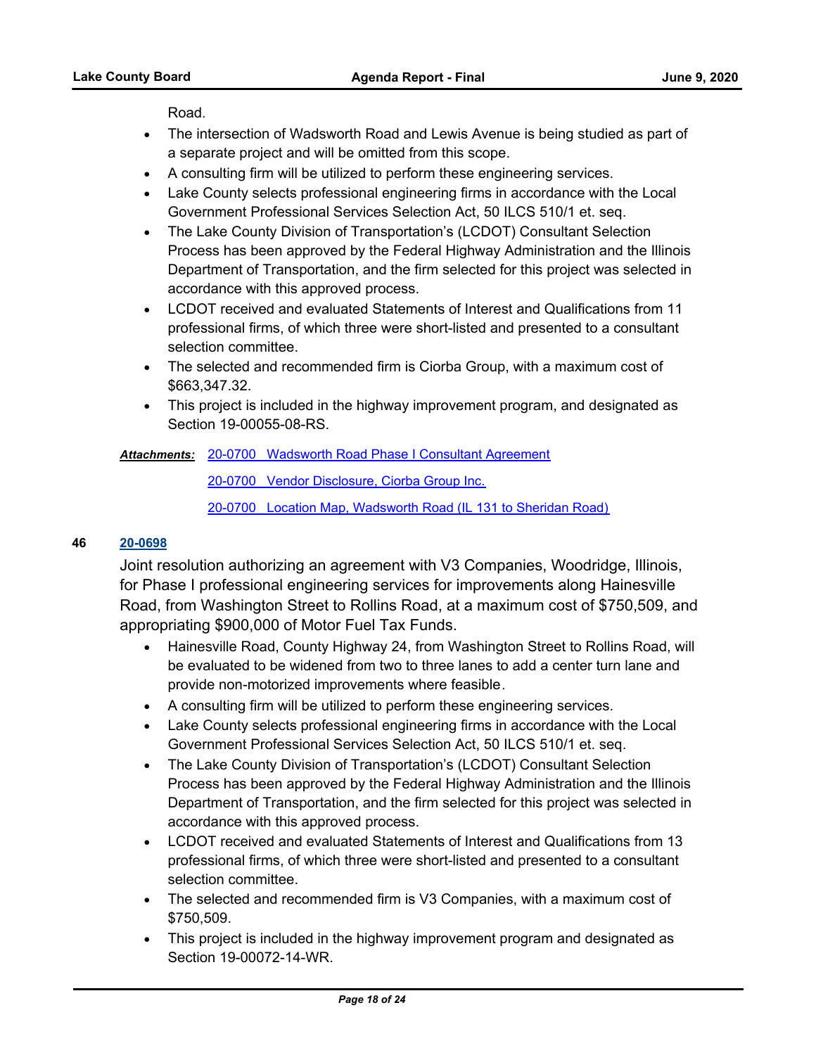Road.

- The intersection of Wadsworth Road and Lewis Avenue is being studied as part of a separate project and will be omitted from this scope.
- A consulting firm will be utilized to perform these engineering services.
- Lake County selects professional engineering firms in accordance with the Local Government Professional Services Selection Act, 50 ILCS 510/1 et. seq.
- The Lake County Division of Transportation's (LCDOT) Consultant Selection Process has been approved by the Federal Highway Administration and the Illinois Department of Transportation, and the firm selected for this project was selected in accordance with this approved process.
- LCDOT received and evaluated Statements of Interest and Qualifications from 11 professional firms, of which three were short-listed and presented to a consultant selection committee.
- The selected and recommended firm is Ciorba Group, with a maximum cost of $663,347.32.
- This project is included in the highway improvement program, and designated as Section 19-00055-08-RS.

***Attachments:*** 20-0700 Wadsworth Road Phase I Consultant Agreement

20-0700 Vendor Disclosure, Ciorba Group Inc.

20-0700 Location Map, Wadsworth Road (IL 131 to Sheridan Road)

**46** **20-0698**

Joint resolution authorizing an agreement with V3 Companies, Woodridge, Illinois, for Phase I professional engineering services for improvements along Hainesville Road, from Washington Street to Rollins Road, at a maximum cost of $750,509, and appropriating $900,000 of Motor Fuel Tax Funds.

- Hainesville Road, County Highway 24, from Washington Street to Rollins Road, will be evaluated to be widened from two to three lanes to add a center turn lane and provide non-motorized improvements where feasible.
- A consulting firm will be utilized to perform these engineering services.
- Lake County selects professional engineering firms in accordance with the Local Government Professional Services Selection Act, 50 ILCS 510/1 et. seq.
- The Lake County Division of Transportation's (LCDOT) Consultant Selection Process has been approved by the Federal Highway Administration and the Illinois Department of Transportation, and the firm selected for this project was selected in accordance with this approved process.
- LCDOT received and evaluated Statements of Interest and Qualifications from 13 professional firms, of which three were short-listed and presented to a consultant selection committee.
- The selected and recommended firm is V3 Companies, with a maximum cost of $750,509.
- This project is included in the highway improvement program and designated as Section 19-00072-14-WR.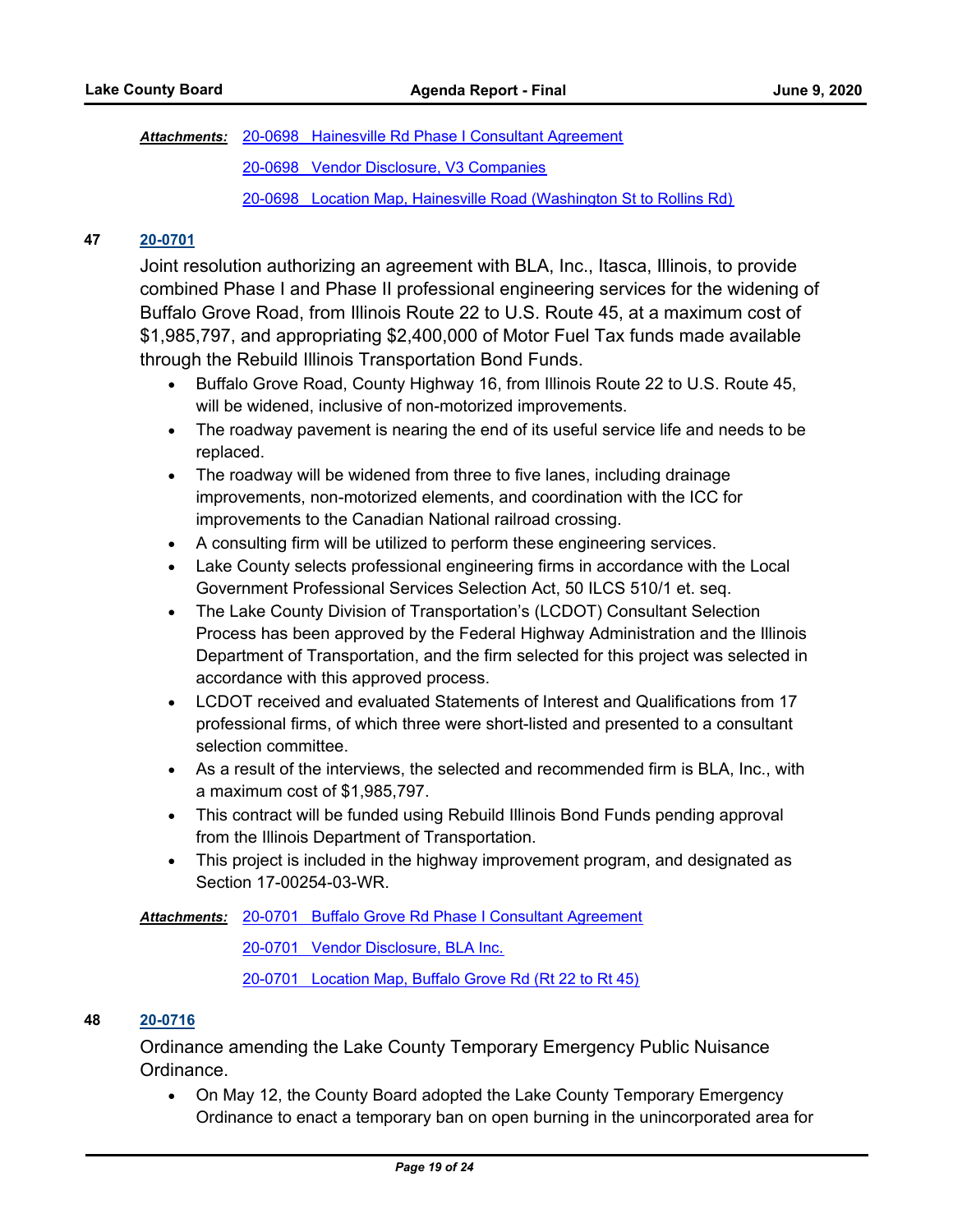***Attachments:*** 20-0698 Hainesville Rd Phase I Consultant Agreement

20-0698 Vendor Disclosure, V3 Companies

20-0698 Location Map, Hainesville Road (Washington St to Rollins Rd)

**47** **20-0701**

Joint resolution authorizing an agreement with BLA, Inc., Itasca, Illinois, to provide combined Phase I and Phase II professional engineering services for the widening of Buffalo Grove Road, from Illinois Route 22 to U.S. Route 45, at a maximum cost of $1,985,797, and appropriating $2,400,000 of Motor Fuel Tax funds made available through the Rebuild Illinois Transportation Bond Funds.

- Buffalo Grove Road, County Highway 16, from Illinois Route 22 to U.S. Route 45, will be widened, inclusive of non-motorized improvements.
- The roadway pavement is nearing the end of its useful service life and needs to be replaced.
- The roadway will be widened from three to five lanes, including drainage improvements, non-motorized elements, and coordination with the ICC for improvements to the Canadian National railroad crossing.
- A consulting firm will be utilized to perform these engineering services.
- Lake County selects professional engineering firms in accordance with the Local Government Professional Services Selection Act, 50 ILCS 510/1 et. seq.
- The Lake County Division of Transportation's (LCDOT) Consultant Selection Process has been approved by the Federal Highway Administration and the Illinois Department of Transportation, and the firm selected for this project was selected in accordance with this approved process.
- LCDOT received and evaluated Statements of Interest and Qualifications from 17 professional firms, of which three were short-listed and presented to a consultant selection committee.
- As a result of the interviews, the selected and recommended firm is BLA, Inc., with a maximum cost of $1,985,797.
- This contract will be funded using Rebuild Illinois Bond Funds pending approval from the Illinois Department of Transportation.
- This project is included in the highway improvement program, and designated as Section 17-00254-03-WR.

***Attachments:*** 20-0701 Buffalo Grove Rd Phase I Consultant Agreement

20-0701 Vendor Disclosure, BLA Inc.

20-0701 Location Map, Buffalo Grove Rd (Rt 22 to Rt 45)

**48** **20-0716**

Ordinance amending the Lake County Temporary Emergency Public Nuisance Ordinance.

- On May 12, the County Board adopted the Lake County Temporary Emergency Ordinance to enact a temporary ban on open burning in the unincorporated area for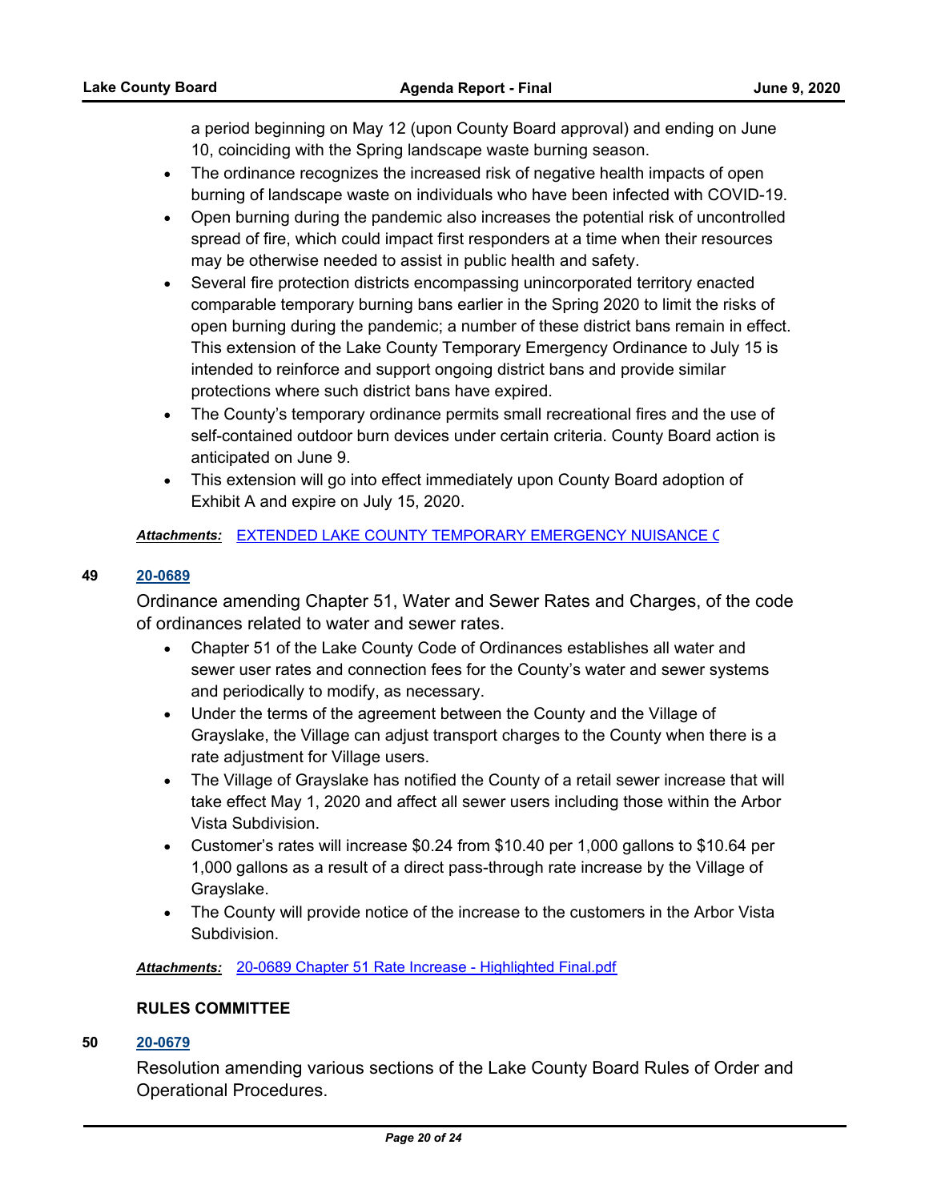a period beginning on May 12 (upon County Board approval) and ending on June 10, coinciding with the Spring landscape waste burning season.

- The ordinance recognizes the increased risk of negative health impacts of open burning of landscape waste on individuals who have been infected with COVID-19.
- Open burning during the pandemic also increases the potential risk of uncontrolled spread of fire, which could impact first responders at a time when their resources may be otherwise needed to assist in public health and safety.
- Several fire protection districts encompassing unincorporated territory enacted comparable temporary burning bans earlier in the Spring 2020 to limit the risks of open burning during the pandemic; a number of these district bans remain in effect. This extension of the Lake County Temporary Emergency Ordinance to July 15 is intended to reinforce and support ongoing district bans and provide similar protections where such district bans have expired.
- The County's temporary ordinance permits small recreational fires and the use of self-contained outdoor burn devices under certain criteria. County Board action is anticipated on June 9.
- This extension will go into effect immediately upon County Board adoption of Exhibit A and expire on July 15, 2020.

***Attachments:*** EXTENDED LAKE COUNTY TEMPORARY EMERGENCY NUISANCE C

**49** **20-0689**

Ordinance amending Chapter 51, Water and Sewer Rates and Charges, of the code of ordinances related to water and sewer rates.

- Chapter 51 of the Lake County Code of Ordinances establishes all water and sewer user rates and connection fees for the County's water and sewer systems and periodically to modify, as necessary.
- Under the terms of the agreement between the County and the Village of Grayslake, the Village can adjust transport charges to the County when there is a rate adjustment for Village users.
- The Village of Grayslake has notified the County of a retail sewer increase that will take effect May 1, 2020 and affect all sewer users including those within the Arbor Vista Subdivision.
- Customer's rates will increase $0.24 from $10.40 per 1,000 gallons to $10.64 per 1,000 gallons as a result of a direct pass-through rate increase by the Village of Grayslake.
- The County will provide notice of the increase to the customers in the Arbor Vista Subdivision.

***Attachments:*** 20-0689 Chapter 51 Rate Increase - Highlighted Final.pdf

**RULES COMMITTEE**

**50** **20-0679**

Resolution amending various sections of the Lake County Board Rules of Order and Operational Procedures.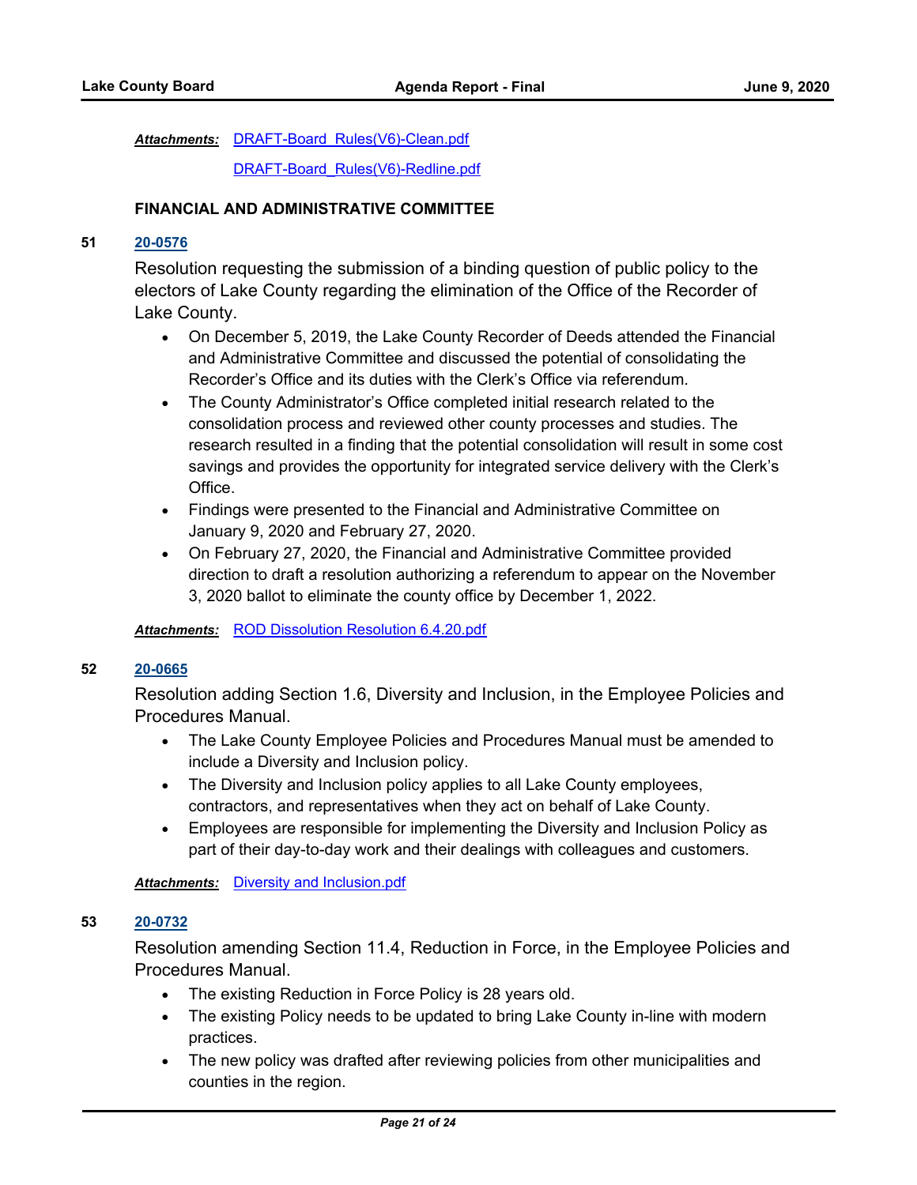***Attachments:*** DRAFT-Board_Rules(V6)-Clean.pdf

DRAFT-Board_Rules(V6)-Redline.pdf

**FINANCIAL AND ADMINISTRATIVE COMMITTEE**

**51** **20-0576**

Resolution requesting the submission of a binding question of public policy to the electors of Lake County regarding the elimination of the Office of the Recorder of Lake County.

- On December 5, 2019, the Lake County Recorder of Deeds attended the Financial and Administrative Committee and discussed the potential of consolidating the Recorder's Office and its duties with the Clerk's Office via referendum.
- The County Administrator's Office completed initial research related to the consolidation process and reviewed other county processes and studies. The research resulted in a finding that the potential consolidation will result in some cost savings and provides the opportunity for integrated service delivery with the Clerk's Office.
- Findings were presented to the Financial and Administrative Committee on January 9, 2020 and February 27, 2020.
- On February 27, 2020, the Financial and Administrative Committee provided direction to draft a resolution authorizing a referendum to appear on the November 3, 2020 ballot to eliminate the county office by December 1, 2022.

***Attachments:*** ROD Dissolution Resolution 6.4.20.pdf

**52** **20-0665**

Resolution adding Section 1.6, Diversity and Inclusion, in the Employee Policies and Procedures Manual.

- The Lake County Employee Policies and Procedures Manual must be amended to include a Diversity and Inclusion policy.
- The Diversity and Inclusion policy applies to all Lake County employees, contractors, and representatives when they act on behalf of Lake County.
- Employees are responsible for implementing the Diversity and Inclusion Policy as part of their day-to-day work and their dealings with colleagues and customers.

***Attachments:*** Diversity and Inclusion.pdf

**53** **20-0732**

Resolution amending Section 11.4, Reduction in Force, in the Employee Policies and Procedures Manual.

- The existing Reduction in Force Policy is 28 years old.
- The existing Policy needs to be updated to bring Lake County in-line with modern practices.
- The new policy was drafted after reviewing policies from other municipalities and counties in the region.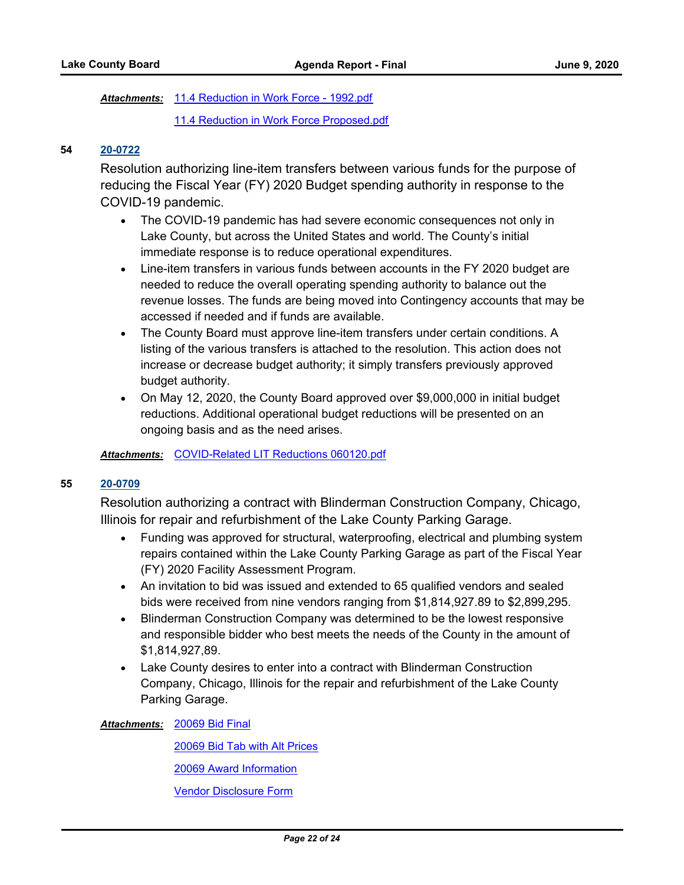***Attachments:*** 11.4 Reduction in Work Force - 1992.pdf

11.4 Reduction in Work Force Proposed.pdf

**54** **20-0722**

Resolution authorizing line-item transfers between various funds for the purpose of reducing the Fiscal Year (FY) 2020 Budget spending authority in response to the COVID-19 pandemic.

- The COVID-19 pandemic has had severe economic consequences not only in Lake County, but across the United States and world. The County's initial immediate response is to reduce operational expenditures.
- Line-item transfers in various funds between accounts in the FY 2020 budget are needed to reduce the overall operating spending authority to balance out the revenue losses. The funds are being moved into Contingency accounts that may be accessed if needed and if funds are available.
- The County Board must approve line-item transfers under certain conditions. A listing of the various transfers is attached to the resolution. This action does not increase or decrease budget authority; it simply transfers previously approved budget authority.
- On May 12, 2020, the County Board approved over $9,000,000 in initial budget reductions. Additional operational budget reductions will be presented on an ongoing basis and as the need arises.

***Attachments:*** COVID-Related LIT Reductions 060120.pdf

**55** **20-0709**

Resolution authorizing a contract with Blinderman Construction Company, Chicago, Illinois for repair and refurbishment of the Lake County Parking Garage.

- Funding was approved for structural, waterproofing, electrical and plumbing system repairs contained within the Lake County Parking Garage as part of the Fiscal Year (FY) 2020 Facility Assessment Program.
- An invitation to bid was issued and extended to 65 qualified vendors and sealed bids were received from nine vendors ranging from $1,814,927.89 to $2,899,295.
- Blinderman Construction Company was determined to be the lowest responsive and responsible bidder who best meets the needs of the County in the amount of $1,814,927,89.
- Lake County desires to enter into a contract with Blinderman Construction Company, Chicago, Illinois for the repair and refurbishment of the Lake County Parking Garage.

***Attachments:*** 20069 Bid Final

20069 Bid Tab with Alt Prices

20069 Award Information

Vendor Disclosure Form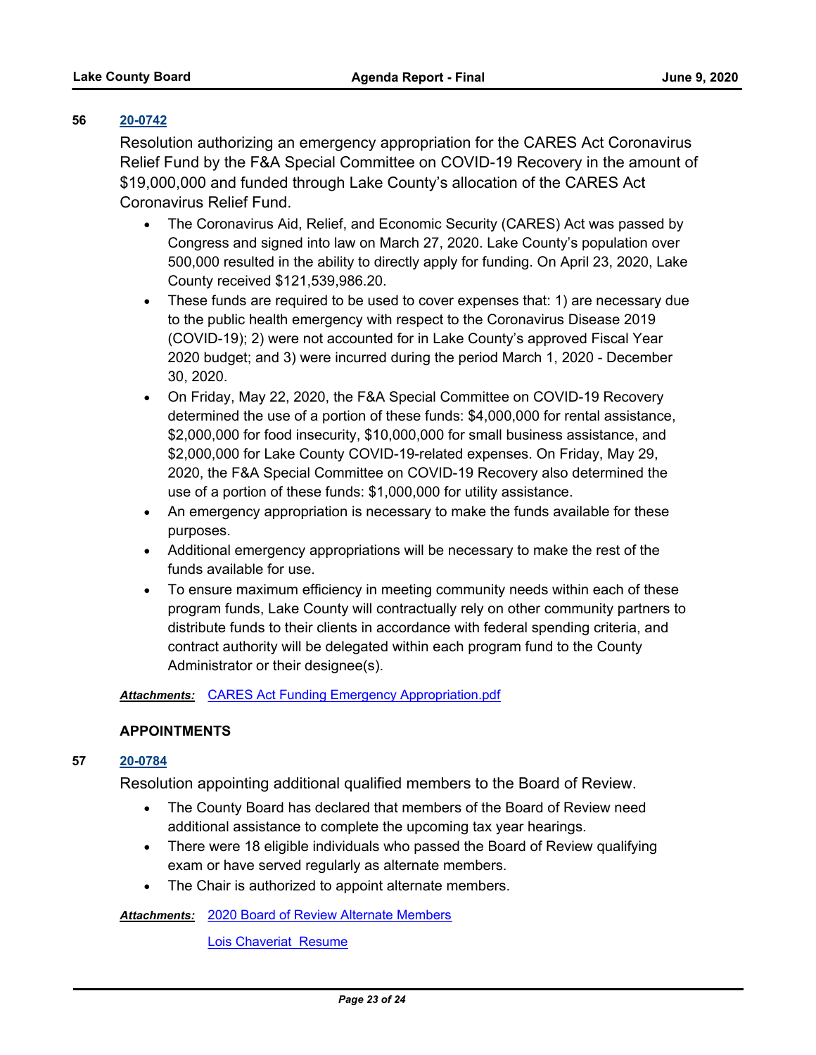**56** **20-0742**

Resolution authorizing an emergency appropriation for the CARES Act Coronavirus Relief Fund by the F&A Special Committee on COVID-19 Recovery in the amount of $19,000,000 and funded through Lake County's allocation of the CARES Act Coronavirus Relief Fund.

- The Coronavirus Aid, Relief, and Economic Security (CARES) Act was passed by Congress and signed into law on March 27, 2020. Lake County's population over 500,000 resulted in the ability to directly apply for funding. On April 23, 2020, Lake County received $121,539,986.20.
- These funds are required to be used to cover expenses that: 1) are necessary due to the public health emergency with respect to the Coronavirus Disease 2019 (COVID-19); 2) were not accounted for in Lake County's approved Fiscal Year 2020 budget; and 3) were incurred during the period March 1, 2020 - December 30, 2020.
- On Friday, May 22, 2020, the F&A Special Committee on COVID-19 Recovery determined the use of a portion of these funds: $4,000,000 for rental assistance, $2,000,000 for food insecurity, $10,000,000 for small business assistance, and $2,000,000 for Lake County COVID-19-related expenses. On Friday, May 29, 2020, the F&A Special Committee on COVID-19 Recovery also determined the use of a portion of these funds: $1,000,000 for utility assistance.
- An emergency appropriation is necessary to make the funds available for these purposes.
- Additional emergency appropriations will be necessary to make the rest of the funds available for use.
- To ensure maximum efficiency in meeting community needs within each of these program funds, Lake County will contractually rely on other community partners to distribute funds to their clients in accordance with federal spending criteria, and contract authority will be delegated within each program fund to the County Administrator or their designee(s).

***Attachments:*** CARES Act Funding Emergency Appropriation.pdf

**APPOINTMENTS**

**57** **20-0784**

Resolution appointing additional qualified members to the Board of Review.

- The County Board has declared that members of the Board of Review need additional assistance to complete the upcoming tax year hearings.
- There were 18 eligible individuals who passed the Board of Review qualifying exam or have served regularly as alternate members.
- The Chair is authorized to appoint alternate members.

***Attachments:*** 2020 Board of Review Alternate Members

Lois Chaveriat Resume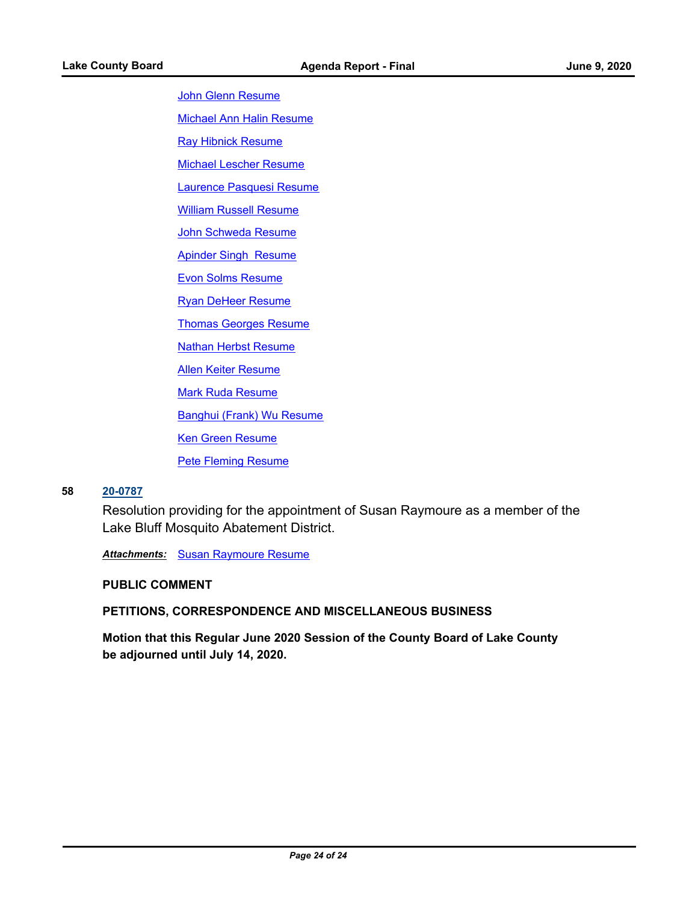John Glenn Resume

Michael Ann Halin Resume

Ray Hibnick Resume

Michael Lescher Resume

Laurence Pasquesi Resume

William Russell Resume

John Schweda Resume

Apinder Singh Resume

Evon Solms Resume

Ryan DeHeer Resume

Thomas Georges Resume

Nathan Herbst Resume

Allen Keiter Resume

Mark Ruda Resume

Banghui (Frank) Wu Resume

Ken Green Resume

Pete Fleming Resume

**58** **20-0787**

Resolution providing for the appointment of Susan Raymoure as a member of the Lake Bluff Mosquito Abatement District.

***Attachments:*** Susan Raymoure Resume

**PUBLIC COMMENT**

**PETITIONS, CORRESPONDENCE AND MISCELLANEOUS BUSINESS**

**Motion that this Regular June 2020 Session of the County Board of Lake County be adjourned until July 14, 2020.**